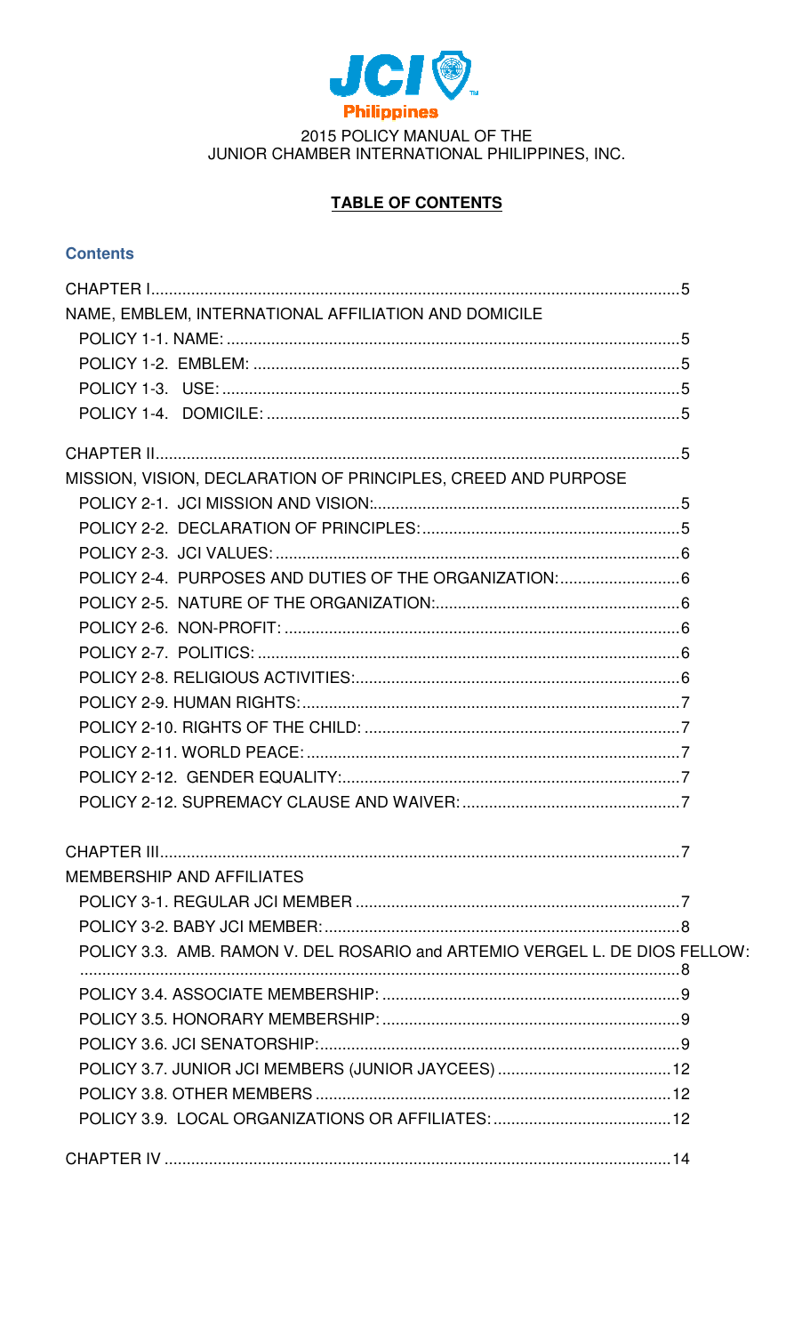JCI Philippines

2015 POLICY MANUAL OF THE
JUNIOR CHAMBER INTERNATIONAL PHILIPPINES, INC.

**TABLE OF CONTENTS**

**Contents**

CHAPTER I ..... 5
NAME, EMBLEM, INTERNATIONAL AFFILIATION AND DOMICILE
- POLICY 1-1. NAME: ..... 5
- POLICY 1-2. EMBLEM: ..... 5
- POLICY 1-3. USE: ..... 5
- POLICY 1-4. DOMICILE: ..... 5

CHAPTER II ..... 5
MISSION, VISION, DECLARATION OF PRINCIPLES, CREED AND PURPOSE
- POLICY 2-1. JCI MISSION AND VISION: ..... 5
- POLICY 2-2. DECLARATION OF PRINCIPLES: ..... 5
- POLICY 2-3. JCI VALUES: ..... 6
- POLICY 2-4. PURPOSES AND DUTIES OF THE ORGANIZATION: ..... 6
- POLICY 2-5. NATURE OF THE ORGANIZATION: ..... 6
- POLICY 2-6. NON-PROFIT: ..... 6
- POLICY 2-7. POLITICS: ..... 6
- POLICY 2-8. RELIGIOUS ACTIVITIES: ..... 6
- POLICY 2-9. HUMAN RIGHTS: ..... 7
- POLICY 2-10. RIGHTS OF THE CHILD: ..... 7
- POLICY 2-11. WORLD PEACE: ..... 7
- POLICY 2-12. GENDER EQUALITY: ..... 7
- POLICY 2-12. SUPREMACY CLAUSE AND WAIVER: ..... 7

CHAPTER III ..... 7
MEMBERSHIP AND AFFILIATES
- POLICY 3-1. REGULAR JCI MEMBER ..... 7
- POLICY 3-2. BABY JCI MEMBER: ..... 8
- POLICY 3.3. AMB. RAMON V. DEL ROSARIO and ARTEMIO VERGEL L. DE DIOS FELLOW: ..... 8
- POLICY 3.4. ASSOCIATE MEMBERSHIP: ..... 9
- POLICY 3.5. HONORARY MEMBERSHIP: ..... 9
- POLICY 3.6. JCI SENATORSHIP: ..... 9
- POLICY 3.7. JUNIOR JCI MEMBERS (JUNIOR JAYCEES) ..... 12
- POLICY 3.8. OTHER MEMBERS ..... 12
- POLICY 3.9. LOCAL ORGANIZATIONS OR AFFILIATES: ..... 12

CHAPTER IV ..... 14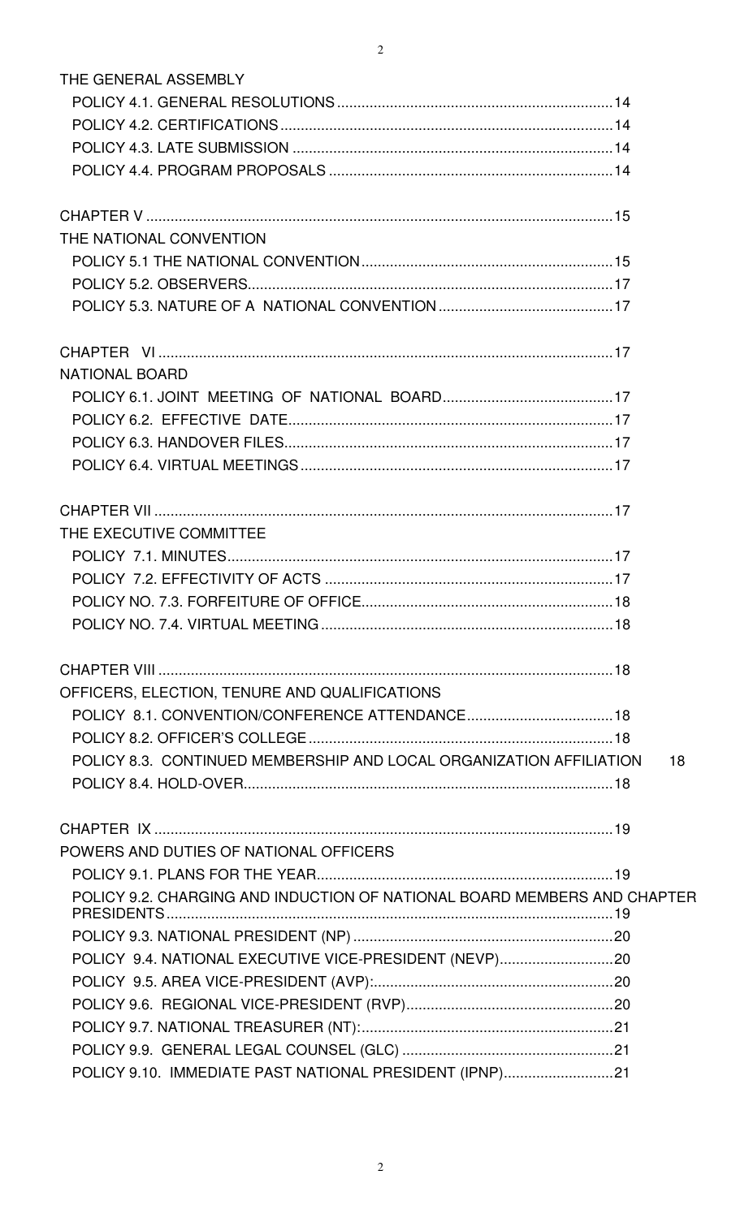THE GENERAL ASSEMBLY

- POLICY 4.1. GENERAL RESOLUTIONS ....................................................................14
- POLICY 4.2. CERTIFICATIONS ...................................................................................14
- POLICY 4.3. LATE SUBMISSION ................................................................................14
- POLICY 4.4. PROGRAM PROPOSALS ......................................................................14

CHAPTER V ....................................................................................................................15

THE NATIONAL CONVENTION

- POLICY 5.1 THE NATIONAL CONVENTION .............................................................15
- POLICY 5.2. OBSERVERS.........................................................................................17
- POLICY 5.3. NATURE OF A NATIONAL CONVENTION ...........................................17

CHAPTER VI ...................................................................................................................17

NATIONAL BOARD

- POLICY 6.1. JOINT MEETING OF NATIONAL BOARD..........................................17
- POLICY 6.2. EFFECTIVE DATE..................................................................................17
- POLICY 6.3. HANDOVER FILES.................................................................................17
- POLICY 6.4. VIRTUAL MEETINGS .............................................................................17

CHAPTER VII ..................................................................................................................17

THE EXECUTIVE COMMITTEE

- POLICY 7.1. MINUTES...............................................................................................17
- POLICY 7.2. EFFECTIVITY OF ACTS .......................................................................17
- POLICY NO. 7.3. FORFEITURE OF OFFICE..............................................................18
- POLICY NO. 7.4. VIRTUAL MEETING ........................................................................18

CHAPTER VIII .................................................................................................................18

OFFICERS, ELECTION, TENURE AND QUALIFICATIONS

- POLICY 8.1. CONVENTION/CONFERENCE ATTENDANCE....................................18
- POLICY 8.2. OFFICER'S COLLEGE ...........................................................................18
- POLICY 8.3. CONTINUED MEMBERSHIP AND LOCAL ORGANIZATION AFFILIATION 18
- POLICY 8.4. HOLD-OVER............................................................................................18

CHAPTER IX ..................................................................................................................19

POWERS AND DUTIES OF NATIONAL OFFICERS

- POLICY 9.1. PLANS FOR THE YEAR.........................................................................19
- POLICY 9.2. CHARGING AND INDUCTION OF NATIONAL BOARD MEMBERS AND CHAPTER PRESIDENTS...............................................................................................................19
- POLICY 9.3. NATIONAL PRESIDENT (NP) ................................................................20
- POLICY 9.4. NATIONAL EXECUTIVE VICE-PRESIDENT (NEVP).............................20
- POLICY 9.5. AREA VICE-PRESIDENT (AVP):............................................................20
- POLICY 9.6. REGIONAL VICE-PRESIDENT (RVP)....................................................20
- POLICY 9.7. NATIONAL TREASURER (NT):...............................................................21
- POLICY 9.9. GENERAL LEGAL COUNSEL (GLC) .....................................................21
- POLICY 9.10. IMMEDIATE PAST NATIONAL PRESIDENT (IPNP)............................21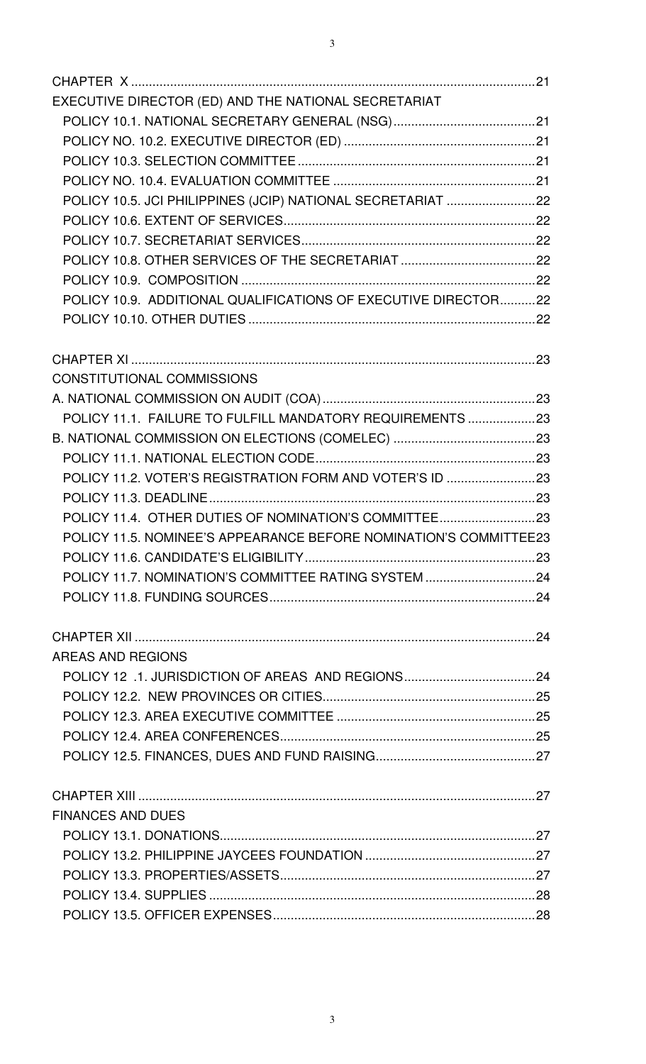CHAPTER X .....21
EXECUTIVE DIRECTOR (ED) AND THE NATIONAL SECRETARIAT
- POLICY 10.1. NATIONAL SECRETARY GENERAL (NSG) .....21
- POLICY NO. 10.2. EXECUTIVE DIRECTOR (ED) .....21
- POLICY 10.3. SELECTION COMMITTEE .....21
- POLICY NO. 10.4. EVALUATION COMMITTEE .....21
- POLICY 10.5. JCI PHILIPPINES (JCIP) NATIONAL SECRETARIAT .....22
- POLICY 10.6. EXTENT OF SERVICES .....22
- POLICY 10.7. SECRETARIAT SERVICES .....22
- POLICY 10.8. OTHER SERVICES OF THE SECRETARIAT .....22
- POLICY 10.9. COMPOSITION .....22
- POLICY 10.9. ADDITIONAL QUALIFICATIONS OF EXECUTIVE DIRECTOR .....22
- POLICY 10.10. OTHER DUTIES .....22

CHAPTER XI .....23
CONSTITUTIONAL COMMISSIONS
A. NATIONAL COMMISSION ON AUDIT (COA) .....23
- POLICY 11.1. FAILURE TO FULFILL MANDATORY REQUIREMENTS .....23

B. NATIONAL COMMISSION ON ELECTIONS (COMELEC) .....23
- POLICY 11.1. NATIONAL ELECTION CODE .....23
- POLICY 11.2. VOTER'S REGISTRATION FORM AND VOTER'S ID .....23
- POLICY 11.3. DEADLINE .....23
- POLICY 11.4. OTHER DUTIES OF NOMINATION'S COMMITTEE .....23
- POLICY 11.5. NOMINEE'S APPEARANCE BEFORE NOMINATION'S COMMITTEE .....23
- POLICY 11.6. CANDIDATE'S ELIGIBILITY .....23
- POLICY 11.7. NOMINATION'S COMMITTEE RATING SYSTEM .....24
- POLICY 11.8. FUNDING SOURCES .....24

CHAPTER XII .....24
AREAS AND REGIONS
- POLICY 12 .1. JURISDICTION OF AREAS AND REGIONS .....24
- POLICY 12.2. NEW PROVINCES OR CITIES .....25
- POLICY 12.3. AREA EXECUTIVE COMMITTEE .....25
- POLICY 12.4. AREA CONFERENCES .....25
- POLICY 12.5. FINANCES, DUES AND FUND RAISING .....27

CHAPTER XIII .....27
FINANCES AND DUES
- POLICY 13.1. DONATIONS .....27
- POLICY 13.2. PHILIPPINE JAYCEES FOUNDATION .....27
- POLICY 13.3. PROPERTIES/ASSETS .....27
- POLICY 13.4. SUPPLIES .....28
- POLICY 13.5. OFFICER EXPENSES .....28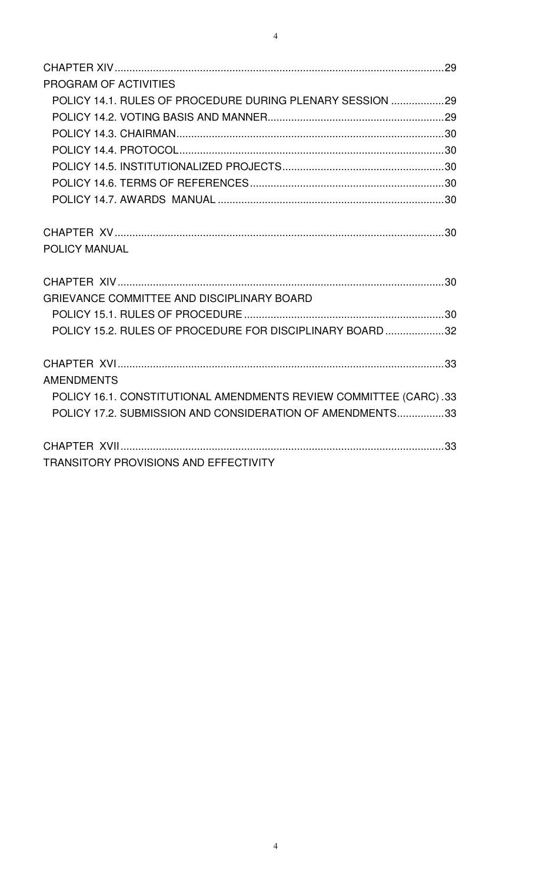CHAPTER XIV ....................................................................................................29

PROGRAM OF ACTIVITIES

POLICY 14.1. RULES OF PROCEDURE DURING PLENARY SESSION ..................29

POLICY 14.2. VOTING BASIS AND MANNER............................................................29

POLICY 14.3. CHAIRMAN...........................................................................................30

POLICY 14.4. PROTOCOL..........................................................................................30

POLICY 14.5. INSTITUTIONALIZED PROJECTS.......................................................30

POLICY 14.6. TERMS OF REFERENCES..................................................................30

POLICY 14.7. AWARDS MANUAL ............................................................................30

CHAPTER XV ....................................................................................................30

POLICY MANUAL

CHAPTER XIV ....................................................................................................30

GRIEVANCE COMMITTEE AND DISCIPLINARY BOARD

POLICY 15.1. RULES OF PROCEDURE ....................................................................30

POLICY 15.2. RULES OF PROCEDURE FOR DISCIPLINARY BOARD ....................32

CHAPTER XVI ....................................................................................................33

AMENDMENTS

POLICY 16.1. CONSTITUTIONAL AMENDMENTS REVIEW COMMITTEE (CARC) .33

POLICY 17.2. SUBMISSION AND CONSIDERATION OF AMENDMENTS................33

CHAPTER XVII ....................................................................................................33

TRANSITORY PROVISIONS AND EFFECTIVITY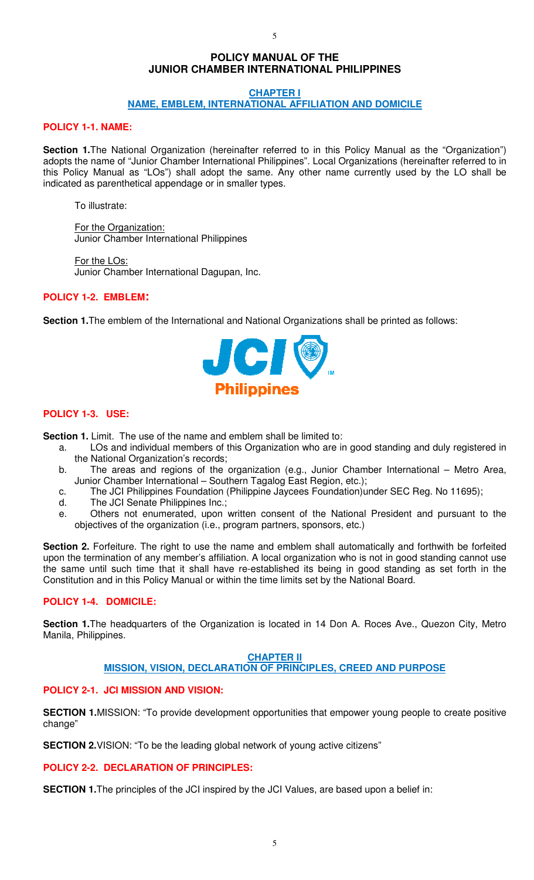# POLICY MANUAL OF THE JUNIOR CHAMBER INTERNATIONAL PHILIPPINES

## CHAPTER I
## NAME, EMBLEM, INTERNATIONAL AFFILIATION AND DOMICILE

### POLICY 1-1. NAME:

**Section 1.** The National Organization (hereinafter referred to in this Policy Manual as the "Organization") adopts the name of "Junior Chamber International Philippines". Local Organizations (hereinafter referred to in this Policy Manual as "LOs") shall adopt the same. Any other name currently used by the LO shall be indicated as parenthetical appendage or in smaller types.

To illustrate:

For the Organization:
Junior Chamber International Philippines

For the LOs:
Junior Chamber International Dagupan, Inc.

### POLICY 1-2. EMBLEM:

**Section 1.** The emblem of the International and National Organizations shall be printed as follows:

JCI Philippines

### POLICY 1-3. USE:

**Section 1.** Limit. The use of the name and emblem shall be limited to:

a. LOs and individual members of this Organization who are in good standing and duly registered in the National Organization's records;
b. The areas and regions of the organization (e.g., Junior Chamber International – Metro Area, Junior Chamber International – Southern Tagalog East Region, etc.);
c. The JCI Philippines Foundation (Philippine Jaycees Foundation)under SEC Reg. No 11695);
d. The JCI Senate Philippines Inc.;
e. Others not enumerated, upon written consent of the National President and pursuant to the objectives of the organization (i.e., program partners, sponsors, etc.)

**Section 2.** Forfeiture. The right to use the name and emblem shall automatically and forthwith be forfeited upon the termination of any member's affiliation. A local organization who is not in good standing cannot use the same until such time that it shall have re-established its being in good standing as set forth in the Constitution and in this Policy Manual or within the time limits set by the National Board.

### POLICY 1-4. DOMICILE:

**Section 1.** The headquarters of the Organization is located in 14 Don A. Roces Ave., Quezon City, Metro Manila, Philippines.

## CHAPTER II
## MISSION, VISION, DECLARATION OF PRINCIPLES, CREED AND PURPOSE

### POLICY 2-1. JCI MISSION AND VISION:

**SECTION 1.** MISSION: "To provide development opportunities that empower young people to create positive change"

**SECTION 2.** VISION: "To be the leading global network of young active citizens"

### POLICY 2-2. DECLARATION OF PRINCIPLES:

**SECTION 1.** The principles of the JCI inspired by the JCI Values, are based upon a belief in: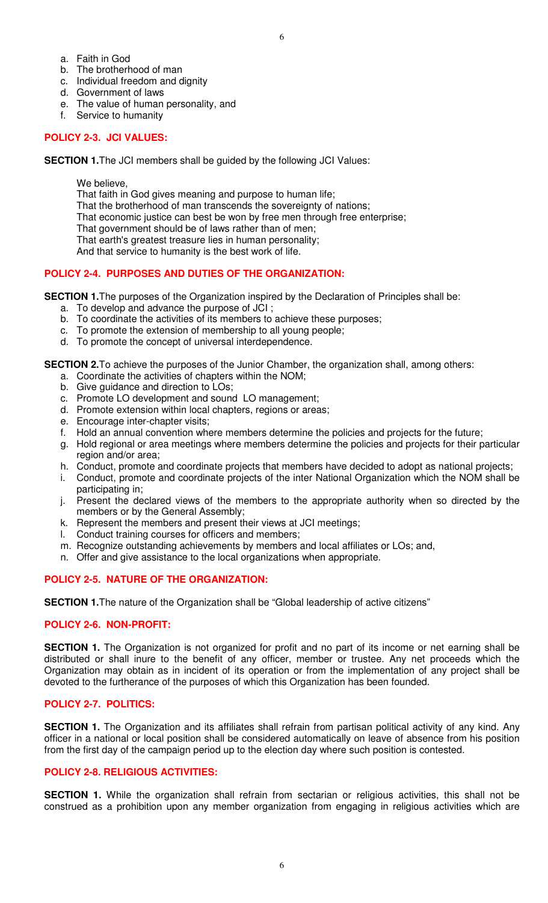a. Faith in God
b. The brotherhood of man
c. Individual freedom and dignity
d. Government of laws
e. The value of human personality, and
f. Service to humanity

**POLICY 2-3. JCI VALUES:**

**SECTION 1.** The JCI members shall be guided by the following JCI Values:

We believe,
That faith in God gives meaning and purpose to human life;
That the brotherhood of man transcends the sovereignty of nations;
That economic justice can best be won by free men through free enterprise;
That government should be of laws rather than of men;
That earth's greatest treasure lies in human personality;
And that service to humanity is the best work of life.

**POLICY 2-4. PURPOSES AND DUTIES OF THE ORGANIZATION:**

**SECTION 1.** The purposes of the Organization inspired by the Declaration of Principles shall be:

a. To develop and advance the purpose of JCI ;
b. To coordinate the activities of its members to achieve these purposes;
c. To promote the extension of membership to all young people;
d. To promote the concept of universal interdependence.

**SECTION 2.** To achieve the purposes of the Junior Chamber, the organization shall, among others:

a. Coordinate the activities of chapters within the NOM;
b. Give guidance and direction to LOs;
c. Promote LO development and sound LO management;
d. Promote extension within local chapters, regions or areas;
e. Encourage inter-chapter visits;
f. Hold an annual convention where members determine the policies and projects for the future;
g. Hold regional or area meetings where members determine the policies and projects for their particular region and/or area;
h. Conduct, promote and coordinate projects that members have decided to adopt as national projects;
i. Conduct, promote and coordinate projects of the inter National Organization which the NOM shall be participating in;
j. Present the declared views of the members to the appropriate authority when so directed by the members or by the General Assembly;
k. Represent the members and present their views at JCI meetings;
l. Conduct training courses for officers and members;
m. Recognize outstanding achievements by members and local affiliates or LOs; and,
n. Offer and give assistance to the local organizations when appropriate.

**POLICY 2-5. NATURE OF THE ORGANIZATION:**

**SECTION 1.** The nature of the Organization shall be "Global leadership of active citizens"

**POLICY 2-6. NON-PROFIT:**

**SECTION 1.** The Organization is not organized for profit and no part of its income or net earning shall be distributed or shall inure to the benefit of any officer, member or trustee. Any net proceeds which the Organization may obtain as in incident of its operation or from the implementation of any project shall be devoted to the furtherance of the purposes of which this Organization has been founded.

**POLICY 2-7. POLITICS:**

**SECTION 1.** The Organization and its affiliates shall refrain from partisan political activity of any kind. Any officer in a national or local position shall be considered automatically on leave of absence from his position from the first day of the campaign period up to the election day where such position is contested.

**POLICY 2-8. RELIGIOUS ACTIVITIES:**

**SECTION 1.** While the organization shall refrain from sectarian or religious activities, this shall not be construed as a prohibition upon any member organization from engaging in religious activities which are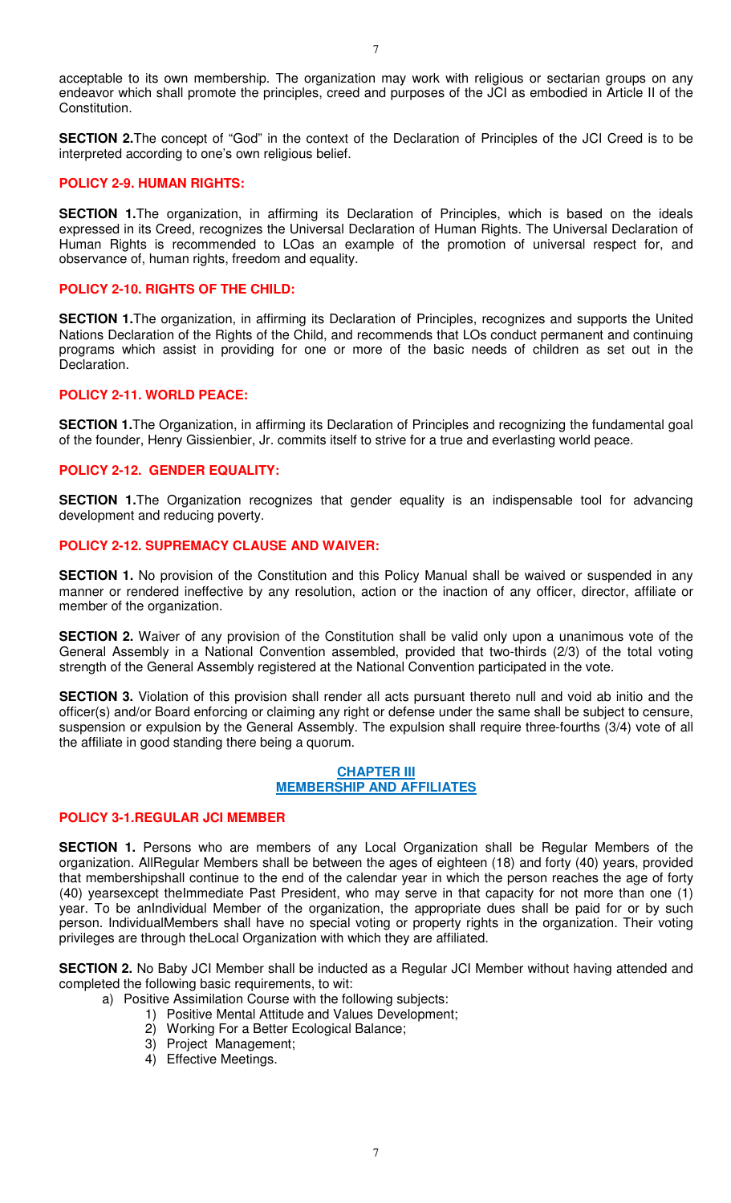acceptable to its own membership. The organization may work with religious or sectarian groups on any endeavor which shall promote the principles, creed and purposes of the JCI as embodied in Article II of the Constitution.

**SECTION 2.**The concept of "God" in the context of the Declaration of Principles of the JCI Creed is to be interpreted according to one's own religious belief.

### POLICY 2-9. HUMAN RIGHTS:

**SECTION 1.**The organization, in affirming its Declaration of Principles, which is based on the ideals expressed in its Creed, recognizes the Universal Declaration of Human Rights. The Universal Declaration of Human Rights is recommended to LOas an example of the promotion of universal respect for, and observance of, human rights, freedom and equality.

### POLICY 2-10. RIGHTS OF THE CHILD:

**SECTION 1.**The organization, in affirming its Declaration of Principles, recognizes and supports the United Nations Declaration of the Rights of the Child, and recommends that LOs conduct permanent and continuing programs which assist in providing for one or more of the basic needs of children as set out in the Declaration.

### POLICY 2-11. WORLD PEACE:

**SECTION 1.**The Organization, in affirming its Declaration of Principles and recognizing the fundamental goal of the founder, Henry Gissienbier, Jr. commits itself to strive for a true and everlasting world peace.

### POLICY 2-12. GENDER EQUALITY:

**SECTION 1.**The Organization recognizes that gender equality is an indispensable tool for advancing development and reducing poverty.

### POLICY 2-12. SUPREMACY CLAUSE AND WAIVER:

**SECTION 1.** No provision of the Constitution and this Policy Manual shall be waived or suspended in any manner or rendered ineffective by any resolution, action or the inaction of any officer, director, affiliate or member of the organization.

**SECTION 2.** Waiver of any provision of the Constitution shall be valid only upon a unanimous vote of the General Assembly in a National Convention assembled, provided that two-thirds (2/3) of the total voting strength of the General Assembly registered at the National Convention participated in the vote.

**SECTION 3.** Violation of this provision shall render all acts pursuant thereto null and void ab initio and the officer(s) and/or Board enforcing or claiming any right or defense under the same shall be subject to censure, suspension or expulsion by the General Assembly. The expulsion shall require three-fourths (3/4) vote of all the affiliate in good standing there being a quorum.

## CHAPTER III
## MEMBERSHIP AND AFFILIATES

### POLICY 3-1.REGULAR JCI MEMBER

**SECTION 1.** Persons who are members of any Local Organization shall be Regular Members of the organization. AllRegular Members shall be between the ages of eighteen (18) and forty (40) years, provided that membershipshall continue to the end of the calendar year in which the person reaches the age of forty (40) yearsexcept theImmediate Past President, who may serve in that capacity for not more than one (1) year. To be anIndividual Member of the organization, the appropriate dues shall be paid for or by such person. IndividualMembers shall have no special voting or property rights in the organization. Their voting privileges are through theLocal Organization with which they are affiliated.

**SECTION 2.** No Baby JCI Member shall be inducted as a Regular JCI Member without having attended and completed the following basic requirements, to wit:

a) Positive Assimilation Course with the following subjects:
   1) Positive Mental Attitude and Values Development;
   2) Working For a Better Ecological Balance;
   3) Project Management;
   4) Effective Meetings.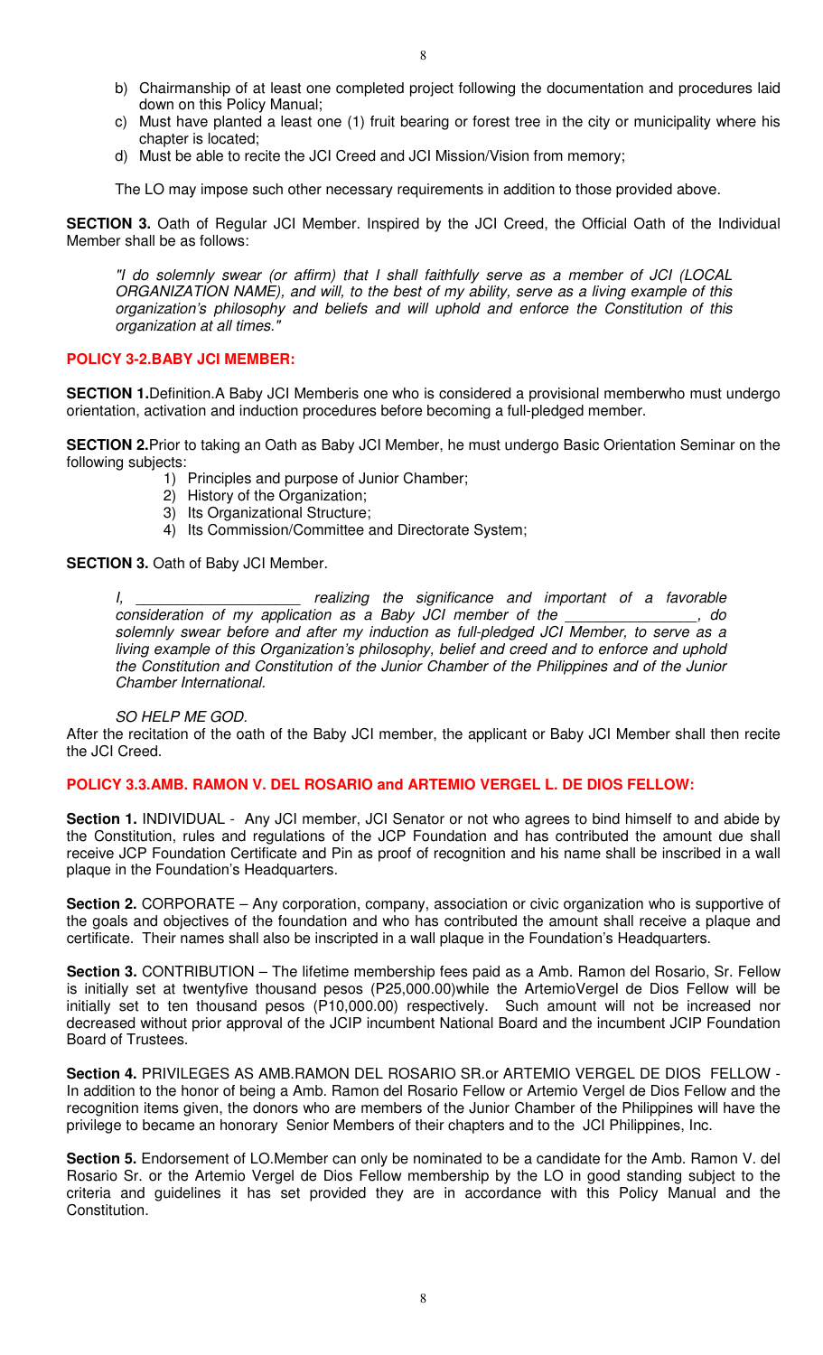b) Chairmanship of at least one completed project following the documentation and procedures laid down on this Policy Manual;
c) Must have planted a least one (1) fruit bearing or forest tree in the city or municipality where his chapter is located;
d) Must be able to recite the JCI Creed and JCI Mission/Vision from memory;

The LO may impose such other necessary requirements in addition to those provided above.

**SECTION 3.** Oath of Regular JCI Member. Inspired by the JCI Creed, the Official Oath of the Individual Member shall be as follows:

*"I do solemnly swear (or affirm) that I shall faithfully serve as a member of JCI (LOCAL ORGANIZATION NAME), and will, to the best of my ability, serve as a living example of this organization's philosophy and beliefs and will uphold and enforce the Constitution of this organization at all times."*

**POLICY 3-2.BABY JCI MEMBER:**

**SECTION 1.**Definition.A Baby JCI Memberis one who is considered a provisional memberwho must undergo orientation, activation and induction procedures before becoming a full-pledged member.

**SECTION 2.**Prior to taking an Oath as Baby JCI Member, he must undergo Basic Orientation Seminar on the following subjects:

1) Principles and purpose of Junior Chamber;
2) History of the Organization;
3) Its Organizational Structure;
4) Its Commission/Committee and Directorate System;

**SECTION 3.** Oath of Baby JCI Member.

*I, ____________________ realizing the significance and important of a favorable consideration of my application as a Baby JCI member of the ________________, do solemnly swear before and after my induction as full-pledged JCI Member, to serve as a living example of this Organization's philosophy, belief and creed and to enforce and uphold the Constitution and Constitution of the Junior Chamber of the Philippines and of the Junior Chamber International.*

*SO HELP ME GOD.*

After the recitation of the oath of the Baby JCI member, the applicant or Baby JCI Member shall then recite the JCI Creed.

**POLICY 3.3.AMB. RAMON V. DEL ROSARIO and ARTEMIO VERGEL L. DE DIOS FELLOW:**

**Section 1.** INDIVIDUAL - Any JCI member, JCI Senator or not who agrees to bind himself to and abide by the Constitution, rules and regulations of the JCP Foundation and has contributed the amount due shall receive JCP Foundation Certificate and Pin as proof of recognition and his name shall be inscribed in a wall plaque in the Foundation's Headquarters.

**Section 2.** CORPORATE – Any corporation, company, association or civic organization who is supportive of the goals and objectives of the foundation and who has contributed the amount shall receive a plaque and certificate. Their names shall also be inscripted in a wall plaque in the Foundation's Headquarters.

**Section 3.** CONTRIBUTION – The lifetime membership fees paid as a Amb. Ramon del Rosario, Sr. Fellow is initially set at twentyfive thousand pesos (P25,000.00)while the ArtemioVergel de Dios Fellow will be initially set to ten thousand pesos (P10,000.00) respectively. Such amount will not be increased nor decreased without prior approval of the JCIP incumbent National Board and the incumbent JCIP Foundation Board of Trustees.

**Section 4.** PRIVILEGES AS AMB.RAMON DEL ROSARIO SR.or ARTEMIO VERGEL DE DIOS FELLOW - In addition to the honor of being a Amb. Ramon del Rosario Fellow or Artemio Vergel de Dios Fellow and the recognition items given, the donors who are members of the Junior Chamber of the Philippines will have the privilege to became an honorary Senior Members of their chapters and to the JCI Philippines, Inc.

**Section 5.** Endorsement of LO.Member can only be nominated to be a candidate for the Amb. Ramon V. del Rosario Sr. or the Artemio Vergel de Dios Fellow membership by the LO in good standing subject to the criteria and guidelines it has set provided they are in accordance with this Policy Manual and the Constitution.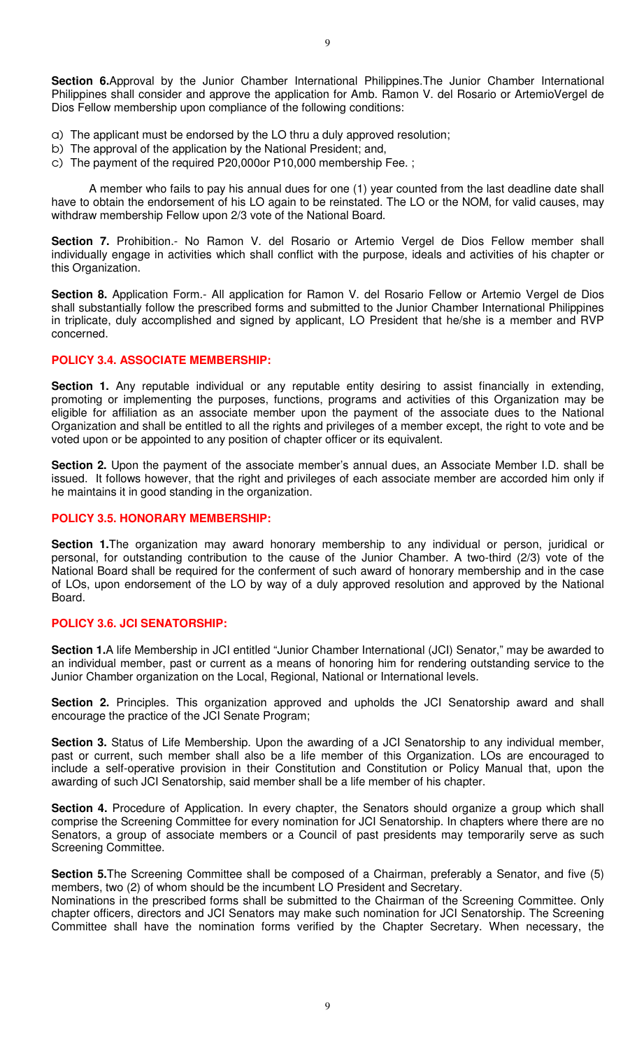**Section 6.**Approval by the Junior Chamber International Philippines.The Junior Chamber International Philippines shall consider and approve the application for Amb. Ramon V. del Rosario or ArtemioVergel de Dios Fellow membership upon compliance of the following conditions:

a) The applicant must be endorsed by the LO thru a duly approved resolution;
b) The approval of the application by the National President; and,
c) The payment of the required P20,000or P10,000 membership Fee. ;

A member who fails to pay his annual dues for one (1) year counted from the last deadline date shall have to obtain the endorsement of his LO again to be reinstated. The LO or the NOM, for valid causes, may withdraw membership Fellow upon 2/3 vote of the National Board.

**Section 7.** Prohibition.- No Ramon V. del Rosario or Artemio Vergel de Dios Fellow member shall individually engage in activities which shall conflict with the purpose, ideals and activities of his chapter or this Organization.

**Section 8.** Application Form.- All application for Ramon V. del Rosario Fellow or Artemio Vergel de Dios shall substantially follow the prescribed forms and submitted to the Junior Chamber International Philippines in triplicate, duly accomplished and signed by applicant, LO President that he/she is a member and RVP concerned.

## POLICY 3.4. ASSOCIATE MEMBERSHIP:

**Section 1.** Any reputable individual or any reputable entity desiring to assist financially in extending, promoting or implementing the purposes, functions, programs and activities of this Organization may be eligible for affiliation as an associate member upon the payment of the associate dues to the National Organization and shall be entitled to all the rights and privileges of a member except, the right to vote and be voted upon or be appointed to any position of chapter officer or its equivalent.

**Section 2.** Upon the payment of the associate member's annual dues, an Associate Member I.D. shall be issued. It follows however, that the right and privileges of each associate member are accorded him only if he maintains it in good standing in the organization.

## POLICY 3.5. HONORARY MEMBERSHIP:

**Section 1.**The organization may award honorary membership to any individual or person, juridical or personal, for outstanding contribution to the cause of the Junior Chamber. A two-third (2/3) vote of the National Board shall be required for the conferment of such award of honorary membership and in the case of LOs, upon endorsement of the LO by way of a duly approved resolution and approved by the National Board.

## POLICY 3.6. JCI SENATORSHIP:

**Section 1.**A life Membership in JCI entitled "Junior Chamber International (JCI) Senator," may be awarded to an individual member, past or current as a means of honoring him for rendering outstanding service to the Junior Chamber organization on the Local, Regional, National or International levels.

**Section 2.** Principles. This organization approved and upholds the JCI Senatorship award and shall encourage the practice of the JCI Senate Program;

**Section 3.** Status of Life Membership. Upon the awarding of a JCI Senatorship to any individual member, past or current, such member shall also be a life member of this Organization. LOs are encouraged to include a self-operative provision in their Constitution and Constitution or Policy Manual that, upon the awarding of such JCI Senatorship, said member shall be a life member of his chapter.

**Section 4.** Procedure of Application. In every chapter, the Senators should organize a group which shall comprise the Screening Committee for every nomination for JCI Senatorship. In chapters where there are no Senators, a group of associate members or a Council of past presidents may temporarily serve as such Screening Committee.

**Section 5.**The Screening Committee shall be composed of a Chairman, preferably a Senator, and five (5) members, two (2) of whom should be the incumbent LO President and Secretary.
Nominations in the prescribed forms shall be submitted to the Chairman of the Screening Committee. Only chapter officers, directors and JCI Senators may make such nomination for JCI Senatorship. The Screening Committee shall have the nomination forms verified by the Chapter Secretary. When necessary, the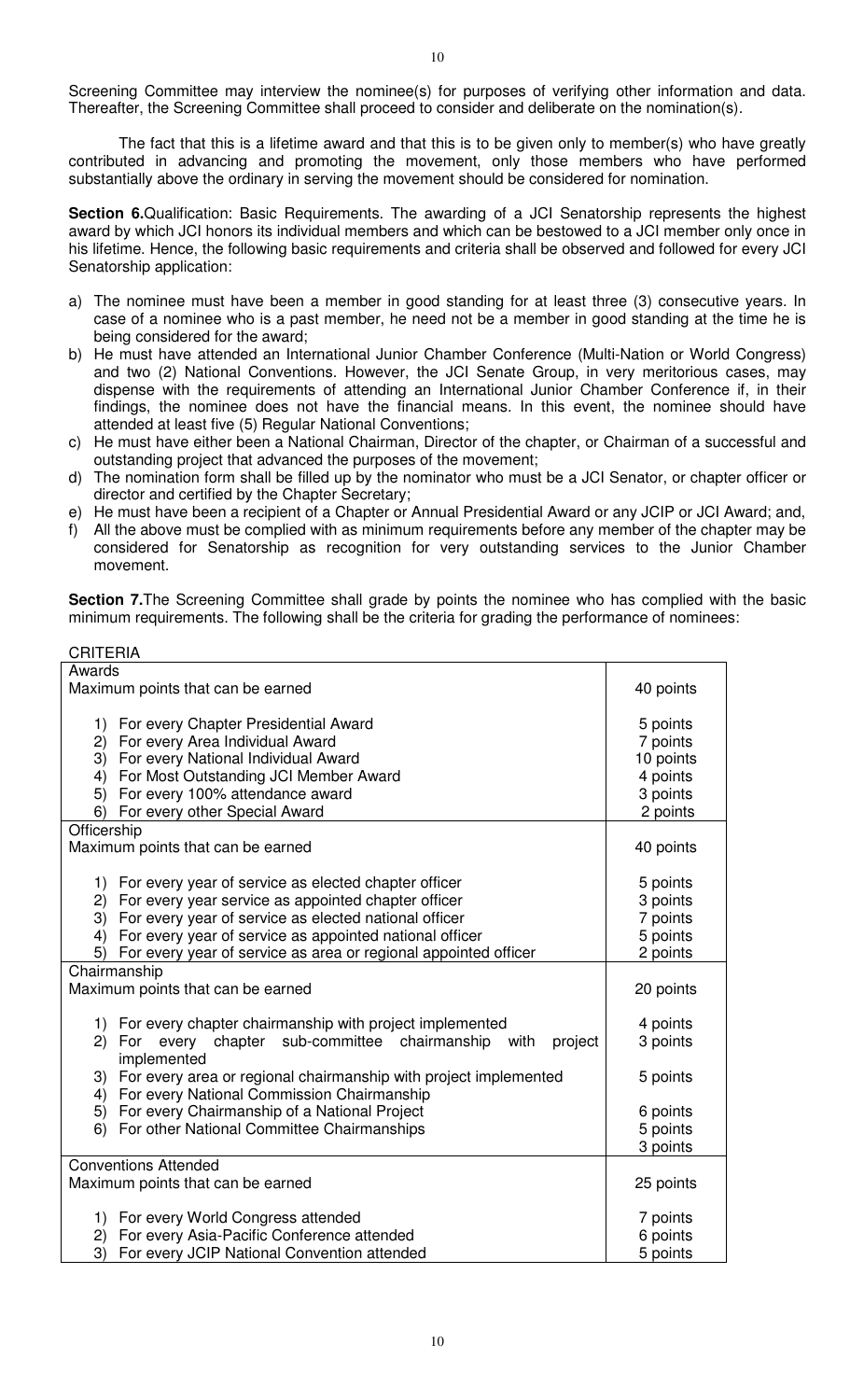Screening Committee may interview the nominee(s) for purposes of verifying other information and data. Thereafter, the Screening Committee shall proceed to consider and deliberate on the nomination(s).

The fact that this is a lifetime award and that this is to be given only to member(s) who have greatly contributed in advancing and promoting the movement, only those members who have performed substantially above the ordinary in serving the movement should be considered for nomination.

**Section 6.** Qualification: Basic Requirements. The awarding of a JCI Senatorship represents the highest award by which JCI honors its individual members and which can be bestowed to a JCI member only once in his lifetime. Hence, the following basic requirements and criteria shall be observed and followed for every JCI Senatorship application:

a) The nominee must have been a member in good standing for at least three (3) consecutive years. In case of a nominee who is a past member, he need not be a member in good standing at the time he is being considered for the award;
b) He must have attended an International Junior Chamber Conference (Multi-Nation or World Congress) and two (2) National Conventions. However, the JCI Senate Group, in very meritorious cases, may dispense with the requirements of attending an International Junior Chamber Conference if, in their findings, the nominee does not have the financial means. In this event, the nominee should have attended at least five (5) Regular National Conventions;
c) He must have either been a National Chairman, Director of the chapter, or Chairman of a successful and outstanding project that advanced the purposes of the movement;
d) The nomination form shall be filled up by the nominator who must be a JCI Senator, or chapter officer or director and certified by the Chapter Secretary;
e) He must have been a recipient of a Chapter or Annual Presidential Award or any JCIP or JCI Award; and,
f) All the above must be complied with as minimum requirements before any member of the chapter may be considered for Senatorship as recognition for very outstanding services to the Junior Chamber movement.

**Section 7.** The Screening Committee shall grade by points the nominee who has complied with the basic minimum requirements. The following shall be the criteria for grading the performance of nominees:

CRITERIA

| Criteria | Points |
|---|---|
| **Awards** — Maximum points that can be earned | 40 points |
| 1) For every Chapter Presidential Award | 5 points |
| 2) For every Area Individual Award | 7 points |
| 3) For every National Individual Award | 10 points |
| 4) For Most Outstanding JCI Member Award | 4 points |
| 5) For every 100% attendance award | 3 points |
| 6) For every other Special Award | 2 points |
| **Officership** — Maximum points that can be earned | 40 points |
| 1) For every year of service as elected chapter officer | 5 points |
| 2) For every year service as appointed chapter officer | 3 points |
| 3) For every year of service as elected national officer | 7 points |
| 4) For every year of service as appointed national officer | 5 points |
| 5) For every year of service as area or regional appointed officer | 2 points |
| **Chairmanship** — Maximum points that can be earned | 20 points |
| 1) For every chapter chairmanship with project implemented | 4 points |
| 2) For every chapter sub-committee chairmanship with project implemented | 3 points |
| 3) For every area or regional chairmanship with project implemented | 5 points |
| 4) For every National Commission Chairmanship | |
| 5) For every Chairmanship of a National Project | 6 points |
| 6) For other National Committee Chairmanships | 5 points |
| | 3 points |
| **Conventions Attended** — Maximum points that can be earned | 25 points |
| 1) For every World Congress attended | 7 points |
| 2) For every Asia-Pacific Conference attended | 6 points |
| 3) For every JCIP National Convention attended | 5 points |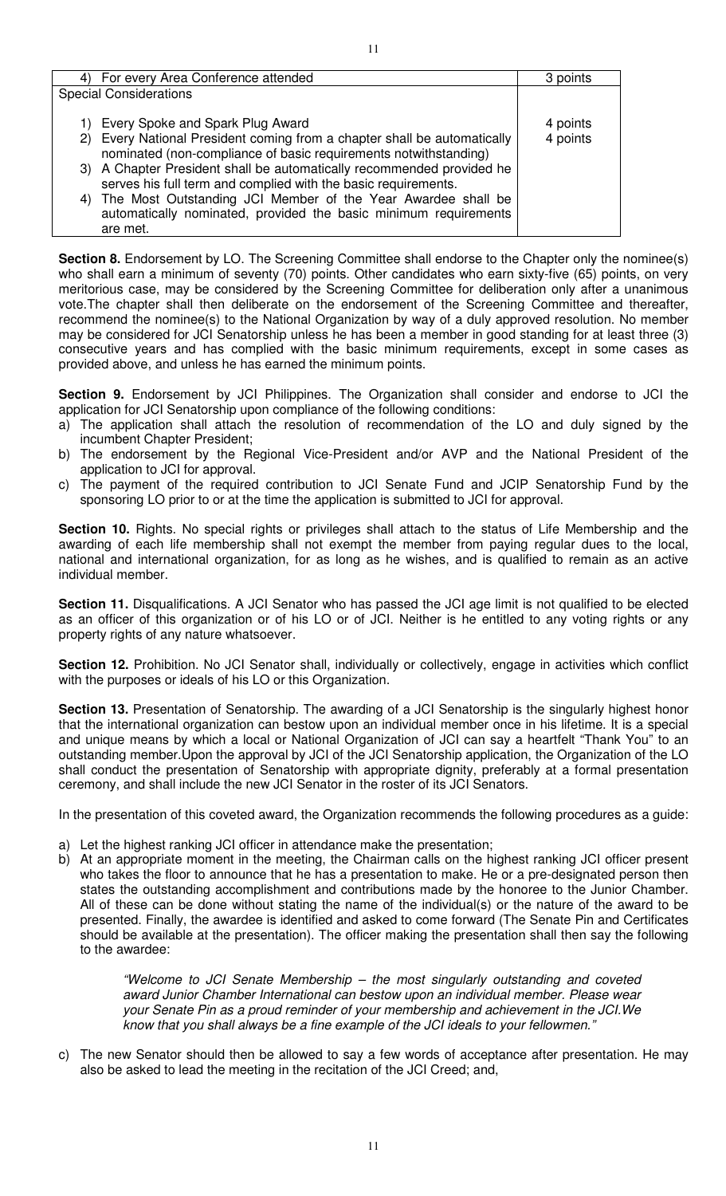| 4) For every Area Conference attended | 3 points |
|---|---|
| Special Considerations | |
| 1) Every Spoke and Spark Plug Award | 4 points |
| 2) Every National President coming from a chapter shall be automatically nominated (non-compliance of basic requirements notwithstanding) | 4 points |
| 3) A Chapter President shall be automatically recommended provided he serves his full term and complied with the basic requirements. | |
| 4) The Most Outstanding JCI Member of the Year Awardee shall be automatically nominated, provided the basic minimum requirements are met. | |

**Section 8.** Endorsement by LO. The Screening Committee shall endorse to the Chapter only the nominee(s) who shall earn a minimum of seventy (70) points. Other candidates who earn sixty-five (65) points, on very meritorious case, may be considered by the Screening Committee for deliberation only after a unanimous vote.The chapter shall then deliberate on the endorsement of the Screening Committee and thereafter, recommend the nominee(s) to the National Organization by way of a duly approved resolution. No member may be considered for JCI Senatorship unless he has been a member in good standing for at least three (3) consecutive years and has complied with the basic minimum requirements, except in some cases as provided above, and unless he has earned the minimum points.

**Section 9.** Endorsement by JCI Philippines. The Organization shall consider and endorse to JCI the application for JCI Senatorship upon compliance of the following conditions:

a) The application shall attach the resolution of recommendation of the LO and duly signed by the incumbent Chapter President;
b) The endorsement by the Regional Vice-President and/or AVP and the National President of the application to JCI for approval.
c) The payment of the required contribution to JCI Senate Fund and JCIP Senatorship Fund by the sponsoring LO prior to or at the time the application is submitted to JCI for approval.

**Section 10.** Rights. No special rights or privileges shall attach to the status of Life Membership and the awarding of each life membership shall not exempt the member from paying regular dues to the local, national and international organization, for as long as he wishes, and is qualified to remain as an active individual member.

**Section 11.** Disqualifications. A JCI Senator who has passed the JCI age limit is not qualified to be elected as an officer of this organization or of his LO or of JCI. Neither is he entitled to any voting rights or any property rights of any nature whatsoever.

**Section 12.** Prohibition. No JCI Senator shall, individually or collectively, engage in activities which conflict with the purposes or ideals of his LO or this Organization.

**Section 13.** Presentation of Senatorship. The awarding of a JCI Senatorship is the singularly highest honor that the international organization can bestow upon an individual member once in his lifetime. It is a special and unique means by which a local or National Organization of JCI can say a heartfelt "Thank You" to an outstanding member.Upon the approval by JCI of the JCI Senatorship application, the Organization of the LO shall conduct the presentation of Senatorship with appropriate dignity, preferably at a formal presentation ceremony, and shall include the new JCI Senator in the roster of its JCI Senators.

In the presentation of this coveted award, the Organization recommends the following procedures as a guide:

a) Let the highest ranking JCI officer in attendance make the presentation;
b) At an appropriate moment in the meeting, the Chairman calls on the highest ranking JCI officer present who takes the floor to announce that he has a presentation to make. He or a pre-designated person then states the outstanding accomplishment and contributions made by the honoree to the Junior Chamber. All of these can be done without stating the name of the individual(s) or the nature of the award to be presented. Finally, the awardee is identified and asked to come forward (The Senate Pin and Certificates should be available at the presentation). The officer making the presentation shall then say the following to the awardee:

    *"Welcome to JCI Senate Membership – the most singularly outstanding and coveted award Junior Chamber International can bestow upon an individual member. Please wear your Senate Pin as a proud reminder of your membership and achievement in the JCI.We know that you shall always be a fine example of the JCI ideals to your fellowmen."*

c) The new Senator should then be allowed to say a few words of acceptance after presentation. He may also be asked to lead the meeting in the recitation of the JCI Creed; and,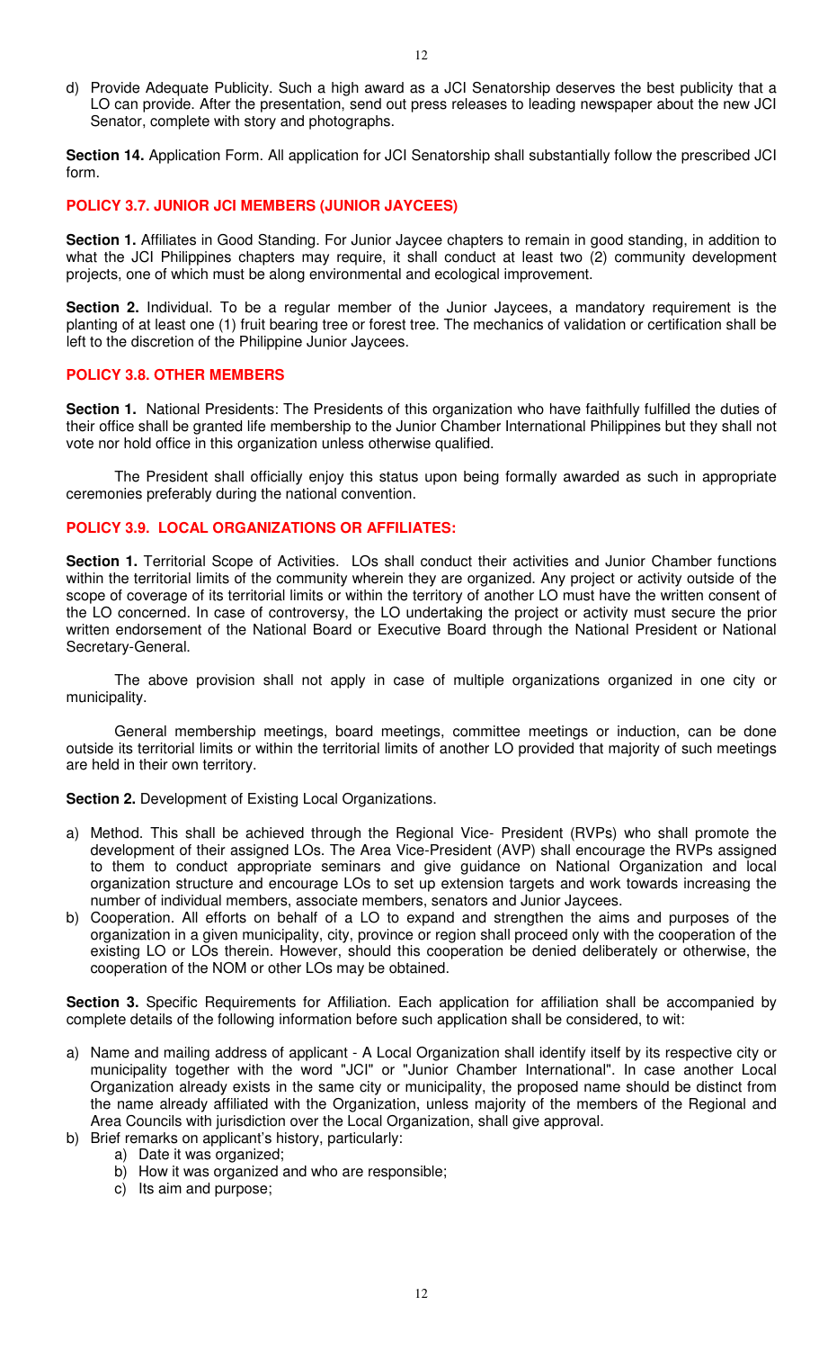d) Provide Adequate Publicity. Such a high award as a JCI Senatorship deserves the best publicity that a LO can provide. After the presentation, send out press releases to leading newspaper about the new JCI Senator, complete with story and photographs.

**Section 14.** Application Form. All application for JCI Senatorship shall substantially follow the prescribed JCI form.

### POLICY 3.7. JUNIOR JCI MEMBERS (JUNIOR JAYCEES)

**Section 1.** Affiliates in Good Standing. For Junior Jaycee chapters to remain in good standing, in addition to what the JCI Philippines chapters may require, it shall conduct at least two (2) community development projects, one of which must be along environmental and ecological improvement.

**Section 2.** Individual. To be a regular member of the Junior Jaycees, a mandatory requirement is the planting of at least one (1) fruit bearing tree or forest tree. The mechanics of validation or certification shall be left to the discretion of the Philippine Junior Jaycees.

### POLICY 3.8. OTHER MEMBERS

**Section 1.** National Presidents: The Presidents of this organization who have faithfully fulfilled the duties of their office shall be granted life membership to the Junior Chamber International Philippines but they shall not vote nor hold office in this organization unless otherwise qualified.

The President shall officially enjoy this status upon being formally awarded as such in appropriate ceremonies preferably during the national convention.

### POLICY 3.9. LOCAL ORGANIZATIONS OR AFFILIATES:

**Section 1.** Territorial Scope of Activities. LOs shall conduct their activities and Junior Chamber functions within the territorial limits of the community wherein they are organized. Any project or activity outside of the scope of coverage of its territorial limits or within the territory of another LO must have the written consent of the LO concerned. In case of controversy, the LO undertaking the project or activity must secure the prior written endorsement of the National Board or Executive Board through the National President or National Secretary-General.

The above provision shall not apply in case of multiple organizations organized in one city or municipality.

General membership meetings, board meetings, committee meetings or induction, can be done outside its territorial limits or within the territorial limits of another LO provided that majority of such meetings are held in their own territory.

**Section 2.** Development of Existing Local Organizations.

a) Method. This shall be achieved through the Regional Vice- President (RVPs) who shall promote the development of their assigned LOs. The Area Vice-President (AVP) shall encourage the RVPs assigned to them to conduct appropriate seminars and give guidance on National Organization and local organization structure and encourage LOs to set up extension targets and work towards increasing the number of individual members, associate members, senators and Junior Jaycees.
b) Cooperation. All efforts on behalf of a LO to expand and strengthen the aims and purposes of the organization in a given municipality, city, province or region shall proceed only with the cooperation of the existing LO or LOs therein. However, should this cooperation be denied deliberately or otherwise, the cooperation of the NOM or other LOs may be obtained.

**Section 3.** Specific Requirements for Affiliation. Each application for affiliation shall be accompanied by complete details of the following information before such application shall be considered, to wit:

a) Name and mailing address of applicant - A Local Organization shall identify itself by its respective city or municipality together with the word "JCI" or "Junior Chamber International". In case another Local Organization already exists in the same city or municipality, the proposed name should be distinct from the name already affiliated with the Organization, unless majority of the members of the Regional and Area Councils with jurisdiction over the Local Organization, shall give approval.
b) Brief remarks on applicant's history, particularly:
    a) Date it was organized;
    b) How it was organized and who are responsible;
    c) Its aim and purpose;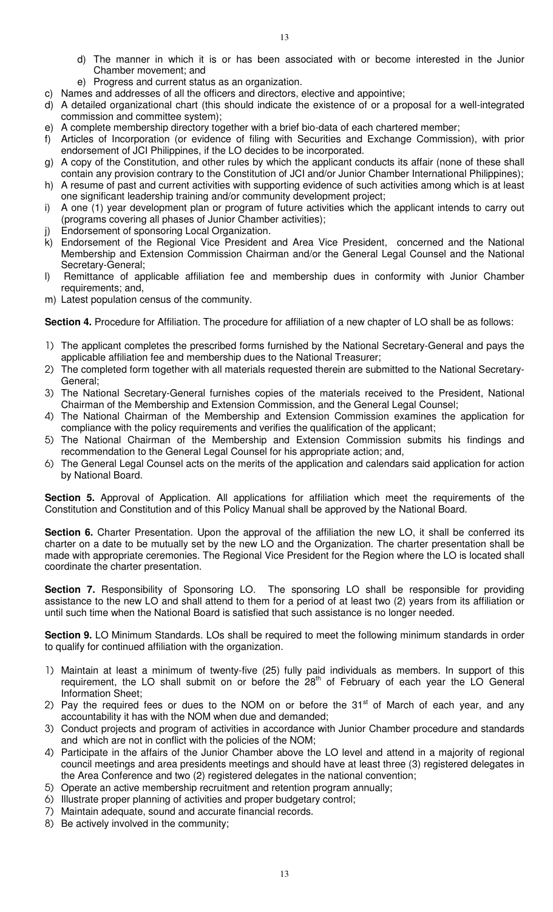d) The manner in which it is or has been associated with or become interested in the Junior Chamber movement; and
   e) Progress and current status as an organization.

c) Names and addresses of all the officers and directors, elective and appointive;
d) A detailed organizational chart (this should indicate the existence of or a proposal for a well-integrated commission and committee system);
e) A complete membership directory together with a brief bio-data of each chartered member;
f) Articles of Incorporation (or evidence of filing with Securities and Exchange Commission), with prior endorsement of JCI Philippines, if the LO decides to be incorporated.
g) A copy of the Constitution, and other rules by which the applicant conducts its affair (none of these shall contain any provision contrary to the Constitution of JCI and/or Junior Chamber International Philippines);
h) A resume of past and current activities with supporting evidence of such activities among which is at least one significant leadership training and/or community development project;
i) A one (1) year development plan or program of future activities which the applicant intends to carry out (programs covering all phases of Junior Chamber activities);
j) Endorsement of sponsoring Local Organization.
k) Endorsement of the Regional Vice President and Area Vice President, concerned and the National Membership and Extension Commission Chairman and/or the General Legal Counsel and the National Secretary-General;
l) Remittance of applicable affiliation fee and membership dues in conformity with Junior Chamber requirements; and,
m) Latest population census of the community.

**Section 4.** Procedure for Affiliation. The procedure for affiliation of a new chapter of LO shall be as follows:

1) The applicant completes the prescribed forms furnished by the National Secretary-General and pays the applicable affiliation fee and membership dues to the National Treasurer;
2) The completed form together with all materials requested therein are submitted to the National Secretary-General;
3) The National Secretary-General furnishes copies of the materials received to the President, National Chairman of the Membership and Extension Commission, and the General Legal Counsel;
4) The National Chairman of the Membership and Extension Commission examines the application for compliance with the policy requirements and verifies the qualification of the applicant;
5) The National Chairman of the Membership and Extension Commission submits his findings and recommendation to the General Legal Counsel for his appropriate action; and,
6) The General Legal Counsel acts on the merits of the application and calendars said application for action by National Board.

**Section 5.** Approval of Application. All applications for affiliation which meet the requirements of the Constitution and Constitution and of this Policy Manual shall be approved by the National Board.

**Section 6.** Charter Presentation. Upon the approval of the affiliation the new LO, it shall be conferred its charter on a date to be mutually set by the new LO and the Organization. The charter presentation shall be made with appropriate ceremonies. The Regional Vice President for the Region where the LO is located shall coordinate the charter presentation.

**Section 7.** Responsibility of Sponsoring LO. The sponsoring LO shall be responsible for providing assistance to the new LO and shall attend to them for a period of at least two (2) years from its affiliation or until such time when the National Board is satisfied that such assistance is no longer needed.

**Section 9.** LO Minimum Standards. LOs shall be required to meet the following minimum standards in order to qualify for continued affiliation with the organization.

1) Maintain at least a minimum of twenty-five (25) fully paid individuals as members. In support of this requirement, the LO shall submit on or before the 28th of February of each year the LO General Information Sheet;
2) Pay the required fees or dues to the NOM on or before the 31st of March of each year, and any accountability it has with the NOM when due and demanded;
3) Conduct projects and program of activities in accordance with Junior Chamber procedure and standards and which are not in conflict with the policies of the NOM;
4) Participate in the affairs of the Junior Chamber above the LO level and attend in a majority of regional council meetings and area presidents meetings and should have at least three (3) registered delegates in the Area Conference and two (2) registered delegates in the national convention;
5) Operate an active membership recruitment and retention program annually;
6) Illustrate proper planning of activities and proper budgetary control;
7) Maintain adequate, sound and accurate financial records.
8) Be actively involved in the community;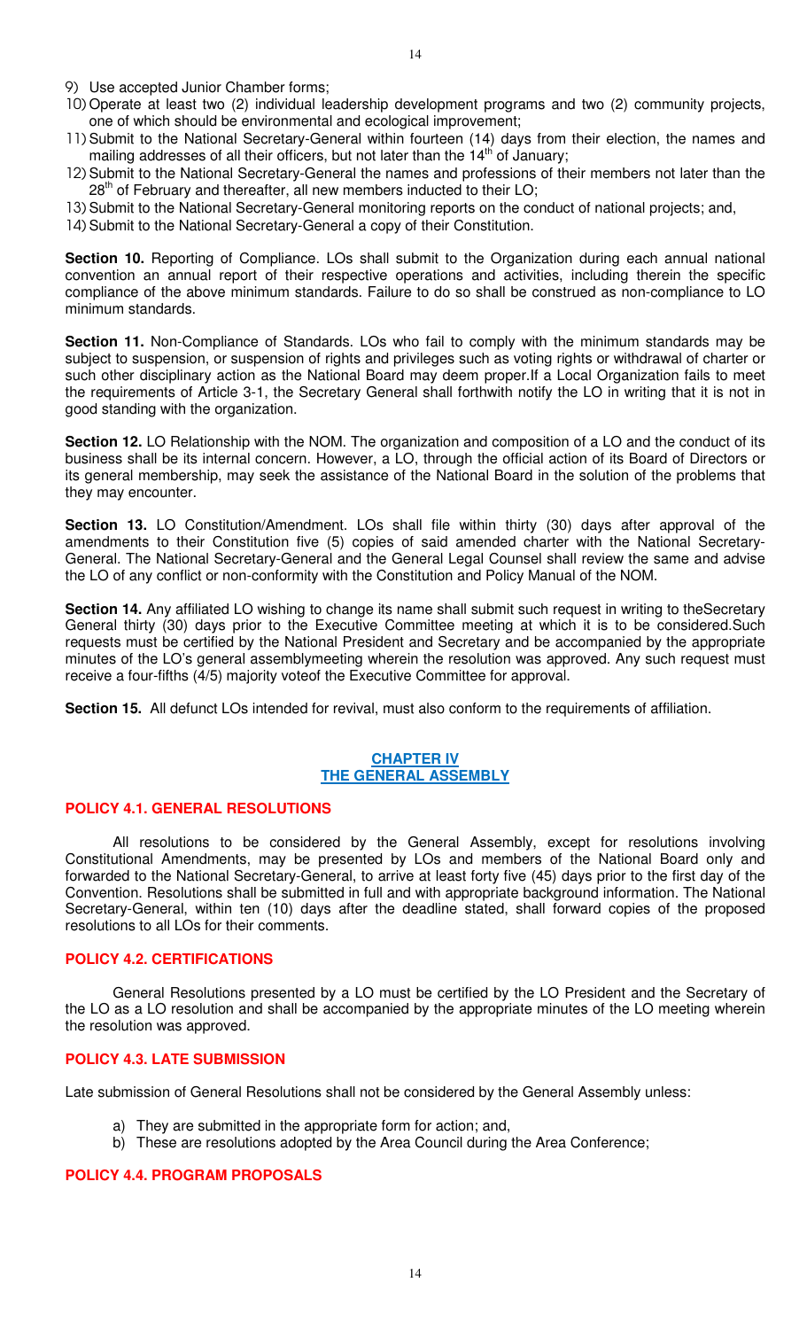9) Use accepted Junior Chamber forms;
10) Operate at least two (2) individual leadership development programs and two (2) community projects, one of which should be environmental and ecological improvement;
11) Submit to the National Secretary-General within fourteen (14) days from their election, the names and mailing addresses of all their officers, but not later than the 14th of January;
12) Submit to the National Secretary-General the names and professions of their members not later than the 28th of February and thereafter, all new members inducted to their LO;
13) Submit to the National Secretary-General monitoring reports on the conduct of national projects; and,
14) Submit to the National Secretary-General a copy of their Constitution.

**Section 10.** Reporting of Compliance. LOs shall submit to the Organization during each annual national convention an annual report of their respective operations and activities, including therein the specific compliance of the above minimum standards. Failure to do so shall be construed as non-compliance to LO minimum standards.

**Section 11.** Non-Compliance of Standards. LOs who fail to comply with the minimum standards may be subject to suspension, or suspension of rights and privileges such as voting rights or withdrawal of charter or such other disciplinary action as the National Board may deem proper.If a Local Organization fails to meet the requirements of Article 3-1, the Secretary General shall forthwith notify the LO in writing that it is not in good standing with the organization.

**Section 12.** LO Relationship with the NOM. The organization and composition of a LO and the conduct of its business shall be its internal concern. However, a LO, through the official action of its Board of Directors or its general membership, may seek the assistance of the National Board in the solution of the problems that they may encounter.

**Section 13.** LO Constitution/Amendment. LOs shall file within thirty (30) days after approval of the amendments to their Constitution five (5) copies of said amended charter with the National Secretary-General. The National Secretary-General and the General Legal Counsel shall review the same and advise the LO of any conflict or non-conformity with the Constitution and Policy Manual of the NOM.

**Section 14.** Any affiliated LO wishing to change its name shall submit such request in writing to theSecretary General thirty (30) days prior to the Executive Committee meeting at which it is to be considered.Such requests must be certified by the National President and Secretary and be accompanied by the appropriate minutes of the LO's general assemblymeeting wherein the resolution was approved. Any such request must receive a four-fifths (4/5) majority voteof the Executive Committee for approval.

**Section 15.** All defunct LOs intended for revival, must also conform to the requirements of affiliation.

## CHAPTER IV
## THE GENERAL ASSEMBLY

### POLICY 4.1. GENERAL RESOLUTIONS

All resolutions to be considered by the General Assembly, except for resolutions involving Constitutional Amendments, may be presented by LOs and members of the National Board only and forwarded to the National Secretary-General, to arrive at least forty five (45) days prior to the first day of the Convention. Resolutions shall be submitted in full and with appropriate background information. The National Secretary-General, within ten (10) days after the deadline stated, shall forward copies of the proposed resolutions to all LOs for their comments.

### POLICY 4.2. CERTIFICATIONS

General Resolutions presented by a LO must be certified by the LO President and the Secretary of the LO as a LO resolution and shall be accompanied by the appropriate minutes of the LO meeting wherein the resolution was approved.

### POLICY 4.3. LATE SUBMISSION

Late submission of General Resolutions shall not be considered by the General Assembly unless:

a) They are submitted in the appropriate form for action; and,
b) These are resolutions adopted by the Area Council during the Area Conference;

### POLICY 4.4. PROGRAM PROPOSALS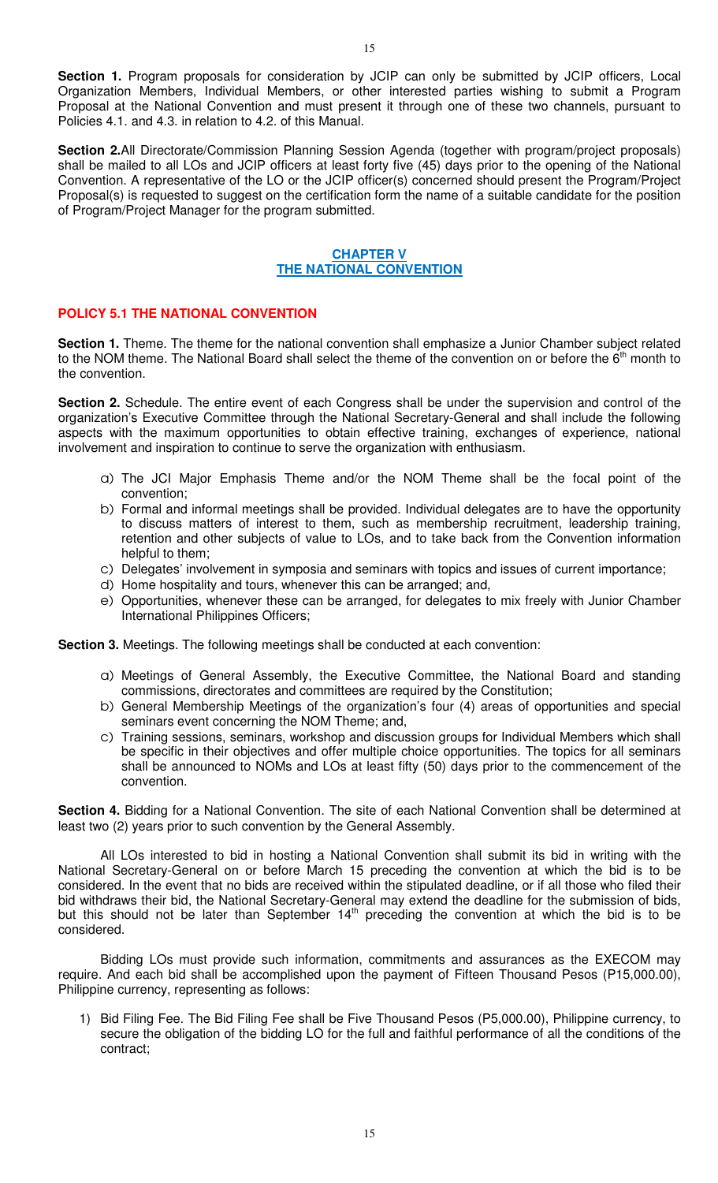**Section 1.** Program proposals for consideration by JCIP can only be submitted by JCIP officers, Local Organization Members, Individual Members, or other interested parties wishing to submit a Program Proposal at the National Convention and must present it through one of these two channels, pursuant to Policies 4.1. and 4.3. in relation to 4.2. of this Manual.

**Section 2.**All Directorate/Commission Planning Session Agenda (together with program/project proposals) shall be mailed to all LOs and JCIP officers at least forty five (45) days prior to the opening of the National Convention. A representative of the LO or the JCIP officer(s) concerned should present the Program/Project Proposal(s) is requested to suggest on the certification form the name of a suitable candidate for the position of Program/Project Manager for the program submitted.

## CHAPTER V
## THE NATIONAL CONVENTION

### POLICY 5.1 THE NATIONAL CONVENTION

**Section 1.** Theme. The theme for the national convention shall emphasize a Junior Chamber subject related to the NOM theme. The National Board shall select the theme of the convention on or before the 6th month to the convention.

**Section 2.** Schedule. The entire event of each Congress shall be under the supervision and control of the organization's Executive Committee through the National Secretary-General and shall include the following aspects with the maximum opportunities to obtain effective training, exchanges of experience, national involvement and inspiration to continue to serve the organization with enthusiasm.

a) The JCI Major Emphasis Theme and/or the NOM Theme shall be the focal point of the convention;
b) Formal and informal meetings shall be provided. Individual delegates are to have the opportunity to discuss matters of interest to them, such as membership recruitment, leadership training, retention and other subjects of value to LOs, and to take back from the Convention information helpful to them;
c) Delegates' involvement in symposia and seminars with topics and issues of current importance;
d) Home hospitality and tours, whenever this can be arranged; and,
e) Opportunities, whenever these can be arranged, for delegates to mix freely with Junior Chamber International Philippines Officers;

**Section 3.** Meetings. The following meetings shall be conducted at each convention:

a) Meetings of General Assembly, the Executive Committee, the National Board and standing commissions, directorates and committees are required by the Constitution;
b) General Membership Meetings of the organization's four (4) areas of opportunities and special seminars event concerning the NOM Theme; and,
c) Training sessions, seminars, workshop and discussion groups for Individual Members which shall be specific in their objectives and offer multiple choice opportunities. The topics for all seminars shall be announced to NOMs and LOs at least fifty (50) days prior to the commencement of the convention.

**Section 4.** Bidding for a National Convention. The site of each National Convention shall be determined at least two (2) years prior to such convention by the General Assembly.

All LOs interested to bid in hosting a National Convention shall submit its bid in writing with the National Secretary-General on or before March 15 preceding the convention at which the bid is to be considered. In the event that no bids are received within the stipulated deadline, or if all those who filed their bid withdraws their bid, the National Secretary-General may extend the deadline for the submission of bids, but this should not be later than September 14th preceding the convention at which the bid is to be considered.

Bidding LOs must provide such information, commitments and assurances as the EXECOM may require. And each bid shall be accomplished upon the payment of Fifteen Thousand Pesos (P15,000.00), Philippine currency, representing as follows:

1) Bid Filing Fee. The Bid Filing Fee shall be Five Thousand Pesos (P5,000.00), Philippine currency, to secure the obligation of the bidding LO for the full and faithful performance of all the conditions of the contract;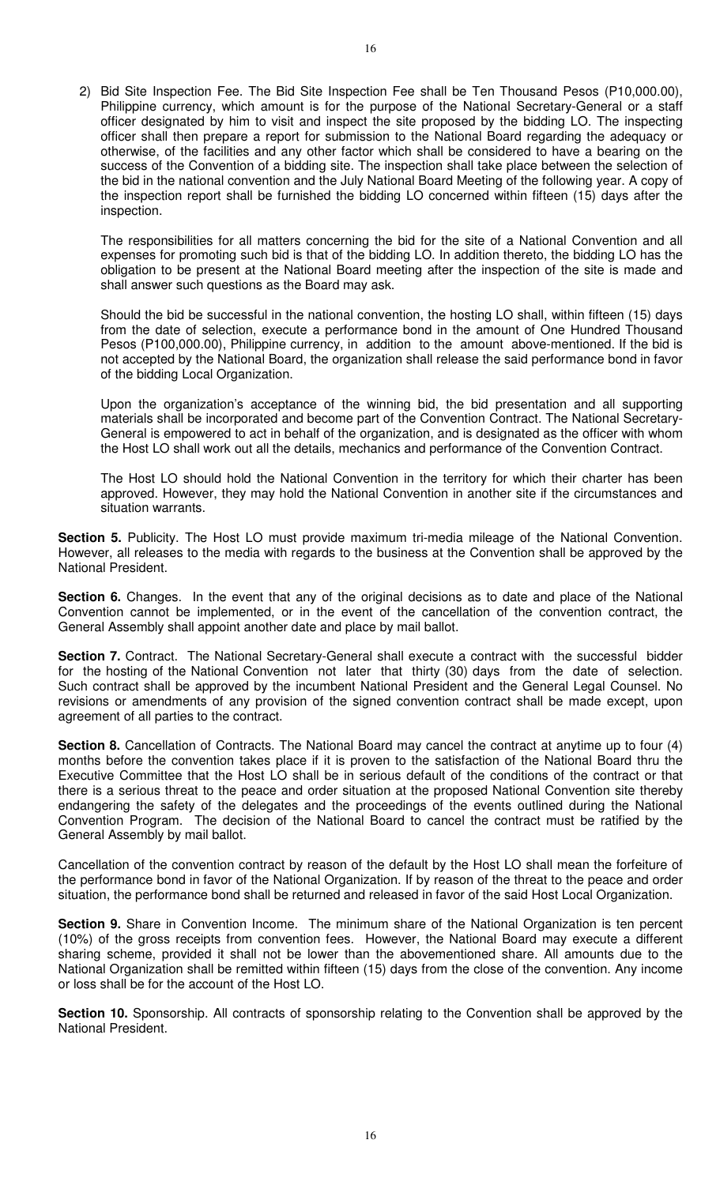2) Bid Site Inspection Fee. The Bid Site Inspection Fee shall be Ten Thousand Pesos (P10,000.00), Philippine currency, which amount is for the purpose of the National Secretary-General or a staff officer designated by him to visit and inspect the site proposed by the bidding LO. The inspecting officer shall then prepare a report for submission to the National Board regarding the adequacy or otherwise, of the facilities and any other factor which shall be considered to have a bearing on the success of the Convention of a bidding site. The inspection shall take place between the selection of the bid in the national convention and the July National Board Meeting of the following year. A copy of the inspection report shall be furnished the bidding LO concerned within fifteen (15) days after the inspection.

   The responsibilities for all matters concerning the bid for the site of a National Convention and all expenses for promoting such bid is that of the bidding LO. In addition thereto, the bidding LO has the obligation to be present at the National Board meeting after the inspection of the site is made and shall answer such questions as the Board may ask.

   Should the bid be successful in the national convention, the hosting LO shall, within fifteen (15) days from the date of selection, execute a performance bond in the amount of One Hundred Thousand Pesos (P100,000.00), Philippine currency, in addition to the amount above-mentioned. If the bid is not accepted by the National Board, the organization shall release the said performance bond in favor of the bidding Local Organization.

   Upon the organization's acceptance of the winning bid, the bid presentation and all supporting materials shall be incorporated and become part of the Convention Contract. The National Secretary-General is empowered to act in behalf of the organization, and is designated as the officer with whom the Host LO shall work out all the details, mechanics and performance of the Convention Contract.

   The Host LO should hold the National Convention in the territory for which their charter has been approved. However, they may hold the National Convention in another site if the circumstances and situation warrants.

**Section 5.** Publicity. The Host LO must provide maximum tri-media mileage of the National Convention. However, all releases to the media with regards to the business at the Convention shall be approved by the National President.

**Section 6.** Changes. In the event that any of the original decisions as to date and place of the National Convention cannot be implemented, or in the event of the cancellation of the convention contract, the General Assembly shall appoint another date and place by mail ballot.

**Section 7.** Contract. The National Secretary-General shall execute a contract with the successful bidder for the hosting of the National Convention not later that thirty (30) days from the date of selection. Such contract shall be approved by the incumbent National President and the General Legal Counsel. No revisions or amendments of any provision of the signed convention contract shall be made except, upon agreement of all parties to the contract.

**Section 8.** Cancellation of Contracts. The National Board may cancel the contract at anytime up to four (4) months before the convention takes place if it is proven to the satisfaction of the National Board thru the Executive Committee that the Host LO shall be in serious default of the conditions of the contract or that there is a serious threat to the peace and order situation at the proposed National Convention site thereby endangering the safety of the delegates and the proceedings of the events outlined during the National Convention Program. The decision of the National Board to cancel the contract must be ratified by the General Assembly by mail ballot.

Cancellation of the convention contract by reason of the default by the Host LO shall mean the forfeiture of the performance bond in favor of the National Organization. If by reason of the threat to the peace and order situation, the performance bond shall be returned and released in favor of the said Host Local Organization.

**Section 9.** Share in Convention Income. The minimum share of the National Organization is ten percent (10%) of the gross receipts from convention fees. However, the National Board may execute a different sharing scheme, provided it shall not be lower than the abovementioned share. All amounts due to the National Organization shall be remitted within fifteen (15) days from the close of the convention. Any income or loss shall be for the account of the Host LO.

**Section 10.** Sponsorship. All contracts of sponsorship relating to the Convention shall be approved by the National President.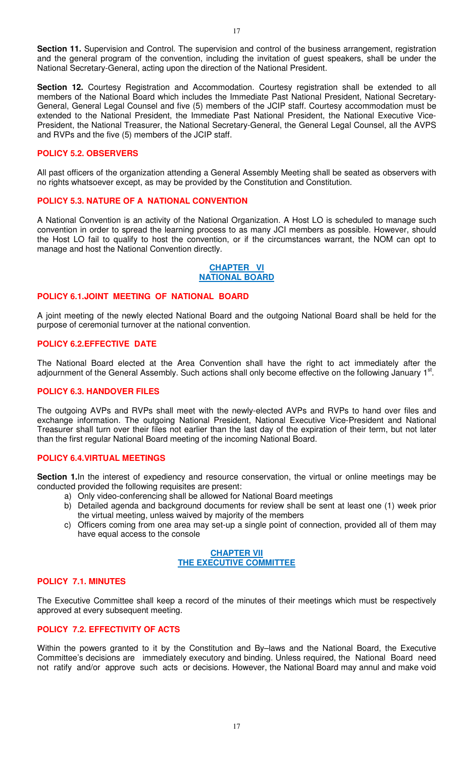**Section 11.** Supervision and Control. The supervision and control of the business arrangement, registration and the general program of the convention, including the invitation of guest speakers, shall be under the National Secretary-General, acting upon the direction of the National President.

**Section 12.** Courtesy Registration and Accommodation. Courtesy registration shall be extended to all members of the National Board which includes the Immediate Past National President, National Secretary-General, General Legal Counsel and five (5) members of the JCIP staff. Courtesy accommodation must be extended to the National President, the Immediate Past National President, the National Executive Vice-President, the National Treasurer, the National Secretary-General, the General Legal Counsel, all the AVPS and RVPs and the five (5) members of the JCIP staff.

### POLICY 5.2. OBSERVERS

All past officers of the organization attending a General Assembly Meeting shall be seated as observers with no rights whatsoever except, as may be provided by the Constitution and Constitution.

### POLICY 5.3. NATURE OF A NATIONAL CONVENTION

A National Convention is an activity of the National Organization. A Host LO is scheduled to manage such convention in order to spread the learning process to as many JCI members as possible. However, should the Host LO fail to qualify to host the convention, or if the circumstances warrant, the NOM can opt to manage and host the National Convention directly.

## CHAPTER VI
## NATIONAL BOARD

### POLICY 6.1.JOINT MEETING OF NATIONAL BOARD

A joint meeting of the newly elected National Board and the outgoing National Board shall be held for the purpose of ceremonial turnover at the national convention.

### POLICY 6.2.EFFECTIVE DATE

The National Board elected at the Area Convention shall have the right to act immediately after the adjournment of the General Assembly. Such actions shall only become effective on the following January 1st.

### POLICY 6.3. HANDOVER FILES

The outgoing AVPs and RVPs shall meet with the newly-elected AVPs and RVPs to hand over files and exchange information. The outgoing National President, National Executive Vice-President and National Treasurer shall turn over their files not earlier than the last day of the expiration of their term, but not later than the first regular National Board meeting of the incoming National Board.

### POLICY 6.4.VIRTUAL MEETINGS

**Section 1.**In the interest of expediency and resource conservation, the virtual or online meetings may be conducted provided the following requisites are present:

a) Only video-conferencing shall be allowed for National Board meetings
b) Detailed agenda and background documents for review shall be sent at least one (1) week prior the virtual meeting, unless waived by majority of the members
c) Officers coming from one area may set-up a single point of connection, provided all of them may have equal access to the console

## CHAPTER VII
## THE EXECUTIVE COMMITTEE

### POLICY 7.1. MINUTES

The Executive Committee shall keep a record of the minutes of their meetings which must be respectively approved at every subsequent meeting.

### POLICY 7.2. EFFECTIVITY OF ACTS

Within the powers granted to it by the Constitution and By–laws and the National Board, the Executive Committee's decisions are immediately executory and binding. Unless required, the National Board need not ratify and/or approve such acts or decisions. However, the National Board may annul and make void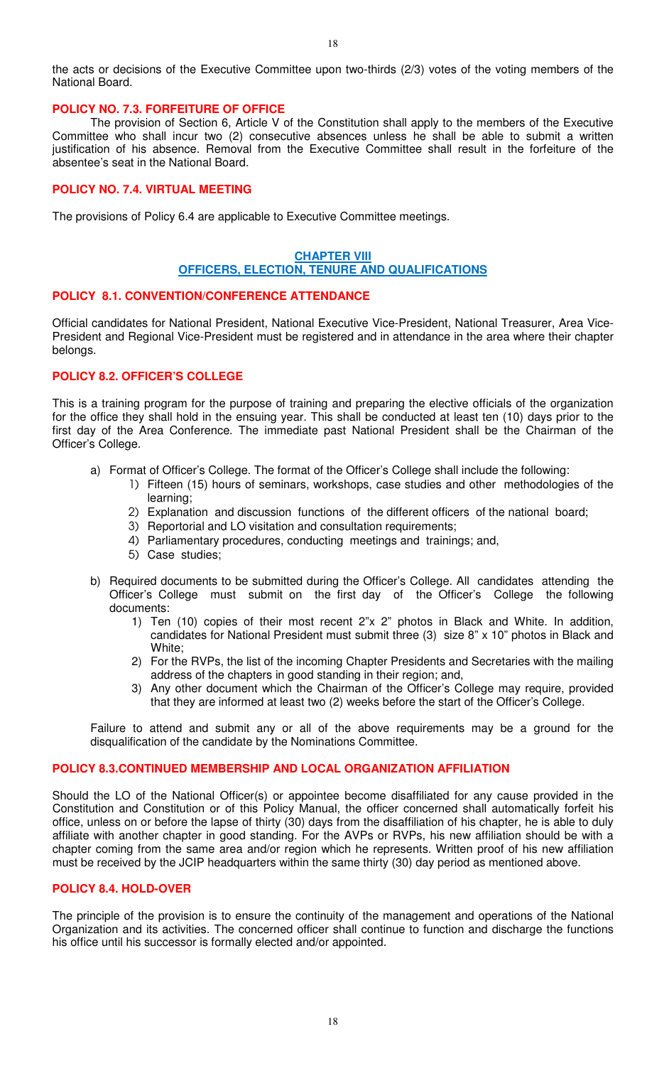the acts or decisions of the Executive Committee upon two-thirds (2/3) votes of the voting members of the National Board.

### POLICY NO. 7.3. FORFEITURE OF OFFICE

The provision of Section 6, Article V of the Constitution shall apply to the members of the Executive Committee who shall incur two (2) consecutive absences unless he shall be able to submit a written justification of his absence. Removal from the Executive Committee shall result in the forfeiture of the absentee's seat in the National Board.

### POLICY NO. 7.4. VIRTUAL MEETING

The provisions of Policy 6.4 are applicable to Executive Committee meetings.

## CHAPTER VIII
## OFFICERS, ELECTION, TENURE AND QUALIFICATIONS

### POLICY 8.1. CONVENTION/CONFERENCE ATTENDANCE

Official candidates for National President, National Executive Vice-President, National Treasurer, Area Vice-President and Regional Vice-President must be registered and in attendance in the area where their chapter belongs.

### POLICY 8.2. OFFICER'S COLLEGE

This is a training program for the purpose of training and preparing the elective officials of the organization for the office they shall hold in the ensuing year. This shall be conducted at least ten (10) days prior to the first day of the Area Conference. The immediate past National President shall be the Chairman of the Officer's College.

a) Format of Officer's College. The format of the Officer's College shall include the following:
   1) Fifteen (15) hours of seminars, workshops, case studies and other methodologies of the learning;
   2) Explanation and discussion functions of the different officers of the national board;
   3) Reportorial and LO visitation and consultation requirements;
   4) Parliamentary procedures, conducting meetings and trainings; and,
   5) Case studies;

b) Required documents to be submitted during the Officer's College. All candidates attending the Officer's College must submit on the first day of the Officer's College the following documents:
   1) Ten (10) copies of their most recent 2"x 2" photos in Black and White. In addition, candidates for National President must submit three (3) size 8" x 10" photos in Black and White;
   2) For the RVPs, the list of the incoming Chapter Presidents and Secretaries with the mailing address of the chapters in good standing in their region; and,
   3) Any other document which the Chairman of the Officer's College may require, provided that they are informed at least two (2) weeks before the start of the Officer's College.

Failure to attend and submit any or all of the above requirements may be a ground for the disqualification of the candidate by the Nominations Committee.

### POLICY 8.3.CONTINUED MEMBERSHIP AND LOCAL ORGANIZATION AFFILIATION

Should the LO of the National Officer(s) or appointee become disaffiliated for any cause provided in the Constitution and Constitution or of this Policy Manual, the officer concerned shall automatically forfeit his office, unless on or before the lapse of thirty (30) days from the disaffiliation of his chapter, he is able to duly affiliate with another chapter in good standing. For the AVPs or RVPs, his new affiliation should be with a chapter coming from the same area and/or region which he represents. Written proof of his new affiliation must be received by the JCIP headquarters within the same thirty (30) day period as mentioned above.

### POLICY 8.4. HOLD-OVER

The principle of the provision is to ensure the continuity of the management and operations of the National Organization and its activities. The concerned officer shall continue to function and discharge the functions his office until his successor is formally elected and/or appointed.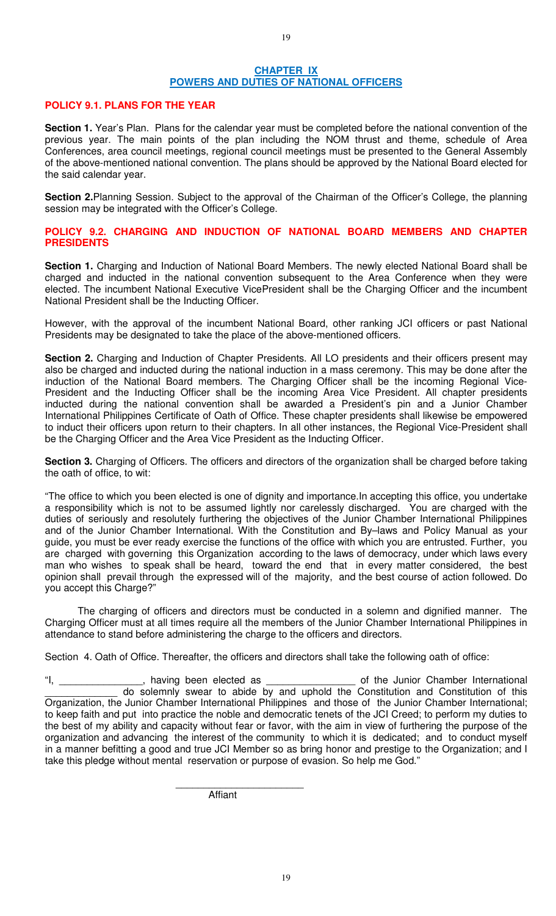## CHAPTER IX
## POWERS AND DUTIES OF NATIONAL OFFICERS

### POLICY 9.1. PLANS FOR THE YEAR

**Section 1.** Year's Plan. Plans for the calendar year must be completed before the national convention of the previous year. The main points of the plan including the NOM thrust and theme, schedule of Area Conferences, area council meetings, regional council meetings must be presented to the General Assembly of the above-mentioned national convention. The plans should be approved by the National Board elected for the said calendar year.

**Section 2.**Planning Session. Subject to the approval of the Chairman of the Officer's College, the planning session may be integrated with the Officer's College.

### POLICY 9.2. CHARGING AND INDUCTION OF NATIONAL BOARD MEMBERS AND CHAPTER PRESIDENTS

**Section 1.** Charging and Induction of National Board Members. The newly elected National Board shall be charged and inducted in the national convention subsequent to the Area Conference when they were elected. The incumbent National Executive VicePresident shall be the Charging Officer and the incumbent National President shall be the Inducting Officer.

However, with the approval of the incumbent National Board, other ranking JCI officers or past National Presidents may be designated to take the place of the above-mentioned officers.

**Section 2.** Charging and Induction of Chapter Presidents. All LO presidents and their officers present may also be charged and inducted during the national induction in a mass ceremony. This may be done after the induction of the National Board members. The Charging Officer shall be the incoming Regional Vice-President and the Inducting Officer shall be the incoming Area Vice President. All chapter presidents inducted during the national convention shall be awarded a President's pin and a Junior Chamber International Philippines Certificate of Oath of Office. These chapter presidents shall likewise be empowered to induct their officers upon return to their chapters. In all other instances, the Regional Vice-President shall be the Charging Officer and the Area Vice President as the Inducting Officer.

**Section 3.** Charging of Officers. The officers and directors of the organization shall be charged before taking the oath of office, to wit:

"The office to which you been elected is one of dignity and importance.In accepting this office, you undertake a responsibility which is not to be assumed lightly nor carelessly discharged. You are charged with the duties of seriously and resolutely furthering the objectives of the Junior Chamber International Philippines and of the Junior Chamber International. With the Constitution and By–laws and Policy Manual as your guide, you must be ever ready exercise the functions of the office with which you are entrusted. Further, you are charged with governing this Organization according to the laws of democracy, under which laws every man who wishes to speak shall be heard, toward the end that in every matter considered, the best opinion shall prevail through the expressed will of the majority, and the best course of action followed. Do you accept this Charge?"

The charging of officers and directors must be conducted in a solemn and dignified manner. The Charging Officer must at all times require all the members of the Junior Chamber International Philippines in attendance to stand before administering the charge to the officers and directors.

Section 4. Oath of Office. Thereafter, the officers and directors shall take the following oath of office:

"I, _______________, having been elected as ________________ of the Junior Chamber International _____________ do solemnly swear to abide by and uphold the Constitution and Constitution of this Organization, the Junior Chamber International Philippines and those of the Junior Chamber International; to keep faith and put into practice the noble and democratic tenets of the JCI Creed; to perform my duties to the best of my ability and capacity without fear or favor, with the aim in view of furthering the purpose of the organization and advancing the interest of the community to which it is dedicated; and to conduct myself in a manner befitting a good and true JCI Member so as bring honor and prestige to the Organization; and I take this pledge without mental reservation or purpose of evasion. So help me God."

________________________
Affiant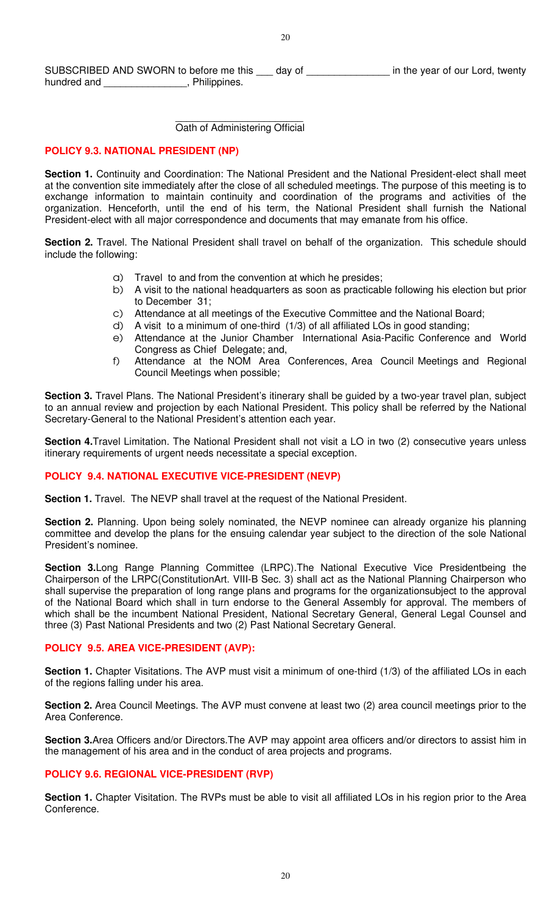SUBSCRIBED AND SWORN to before me this ___ day of _______________ in the year of our Lord, twenty hundred and _______________, Philippines.

_______________________
Oath of Administering Official

## POLICY 9.3. NATIONAL PRESIDENT (NP)

**Section 1.** Continuity and Coordination: The National President and the National President-elect shall meet at the convention site immediately after the close of all scheduled meetings. The purpose of this meeting is to exchange information to maintain continuity and coordination of the programs and activities of the organization. Henceforth, until the end of his term, the National President shall furnish the National President-elect with all major correspondence and documents that may emanate from his office.

**Section 2.** Travel. The National President shall travel on behalf of the organization. This schedule should include the following:

a) Travel to and from the convention at which he presides;
b) A visit to the national headquarters as soon as practicable following his election but prior to December 31;
c) Attendance at all meetings of the Executive Committee and the National Board;
d) A visit to a minimum of one-third (1/3) of all affiliated LOs in good standing;
e) Attendance at the Junior Chamber International Asia-Pacific Conference and World Congress as Chief Delegate; and,
f) Attendance at the NOM Area Conferences, Area Council Meetings and Regional Council Meetings when possible;

**Section 3.** Travel Plans. The National President's itinerary shall be guided by a two-year travel plan, subject to an annual review and projection by each National President. This policy shall be referred by the National Secretary-General to the National President's attention each year.

**Section 4.** Travel Limitation. The National President shall not visit a LO in two (2) consecutive years unless itinerary requirements of urgent needs necessitate a special exception.

## POLICY 9.4. NATIONAL EXECUTIVE VICE-PRESIDENT (NEVP)

**Section 1.** Travel. The NEVP shall travel at the request of the National President.

**Section 2.** Planning. Upon being solely nominated, the NEVP nominee can already organize his planning committee and develop the plans for the ensuing calendar year subject to the direction of the sole National President's nominee.

**Section 3.** Long Range Planning Committee (LRPC). The National Executive Vice President being the Chairperson of the LRPC (Constitution Art. VIII-B Sec. 3) shall act as the National Planning Chairperson who shall supervise the preparation of long range plans and programs for the organization subject to the approval of the National Board which shall in turn endorse to the General Assembly for approval. The members of which shall be the incumbent National President, National Secretary General, General Legal Counsel and three (3) Past National Presidents and two (2) Past National Secretary General.

## POLICY 9.5. AREA VICE-PRESIDENT (AVP):

**Section 1.** Chapter Visitations. The AVP must visit a minimum of one-third (1/3) of the affiliated LOs in each of the regions falling under his area.

**Section 2.** Area Council Meetings. The AVP must convene at least two (2) area council meetings prior to the Area Conference.

**Section 3.** Area Officers and/or Directors. The AVP may appoint area officers and/or directors to assist him in the management of his area and in the conduct of area projects and programs.

## POLICY 9.6. REGIONAL VICE-PRESIDENT (RVP)

**Section 1.** Chapter Visitation. The RVPs must be able to visit all affiliated LOs in his region prior to the Area Conference.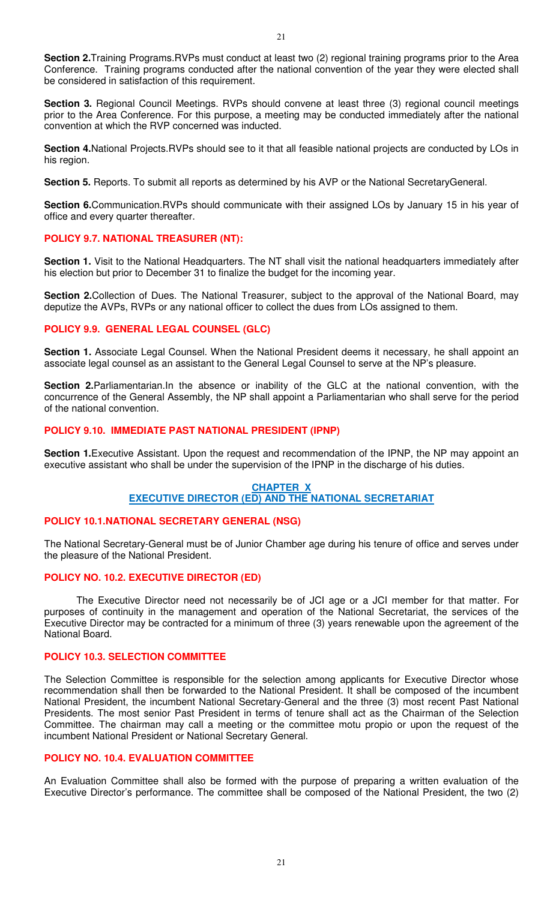**Section 2.**Training Programs.RVPs must conduct at least two (2) regional training programs prior to the Area Conference. Training programs conducted after the national convention of the year they were elected shall be considered in satisfaction of this requirement.

**Section 3.** Regional Council Meetings. RVPs should convene at least three (3) regional council meetings prior to the Area Conference. For this purpose, a meeting may be conducted immediately after the national convention at which the RVP concerned was inducted.

**Section 4.**National Projects.RVPs should see to it that all feasible national projects are conducted by LOs in his region.

**Section 5.** Reports. To submit all reports as determined by his AVP or the National SecretaryGeneral.

**Section 6.**Communication.RVPs should communicate with their assigned LOs by January 15 in his year of office and every quarter thereafter.

### POLICY 9.7. NATIONAL TREASURER (NT):

**Section 1.** Visit to the National Headquarters. The NT shall visit the national headquarters immediately after his election but prior to December 31 to finalize the budget for the incoming year.

**Section 2.**Collection of Dues. The National Treasurer, subject to the approval of the National Board, may deputize the AVPs, RVPs or any national officer to collect the dues from LOs assigned to them.

### POLICY 9.9. GENERAL LEGAL COUNSEL (GLC)

**Section 1.** Associate Legal Counsel. When the National President deems it necessary, he shall appoint an associate legal counsel as an assistant to the General Legal Counsel to serve at the NP's pleasure.

**Section 2.**Parliamentarian.In the absence or inability of the GLC at the national convention, with the concurrence of the General Assembly, the NP shall appoint a Parliamentarian who shall serve for the period of the national convention.

### POLICY 9.10. IMMEDIATE PAST NATIONAL PRESIDENT (IPNP)

**Section 1.**Executive Assistant. Upon the request and recommendation of the IPNP, the NP may appoint an executive assistant who shall be under the supervision of the IPNP in the discharge of his duties.

## CHAPTER X
## EXECUTIVE DIRECTOR (ED) AND THE NATIONAL SECRETARIAT

### POLICY 10.1.NATIONAL SECRETARY GENERAL (NSG)

The National Secretary-General must be of Junior Chamber age during his tenure of office and serves under the pleasure of the National President.

### POLICY NO. 10.2. EXECUTIVE DIRECTOR (ED)

The Executive Director need not necessarily be of JCI age or a JCI member for that matter. For purposes of continuity in the management and operation of the National Secretariat, the services of the Executive Director may be contracted for a minimum of three (3) years renewable upon the agreement of the National Board.

### POLICY 10.3. SELECTION COMMITTEE

The Selection Committee is responsible for the selection among applicants for Executive Director whose recommendation shall then be forwarded to the National President. It shall be composed of the incumbent National President, the incumbent National Secretary-General and the three (3) most recent Past National Presidents. The most senior Past President in terms of tenure shall act as the Chairman of the Selection Committee. The chairman may call a meeting or the committee motu propio or upon the request of the incumbent National President or National Secretary General.

### POLICY NO. 10.4. EVALUATION COMMITTEE

An Evaluation Committee shall also be formed with the purpose of preparing a written evaluation of the Executive Director's performance. The committee shall be composed of the National President, the two (2)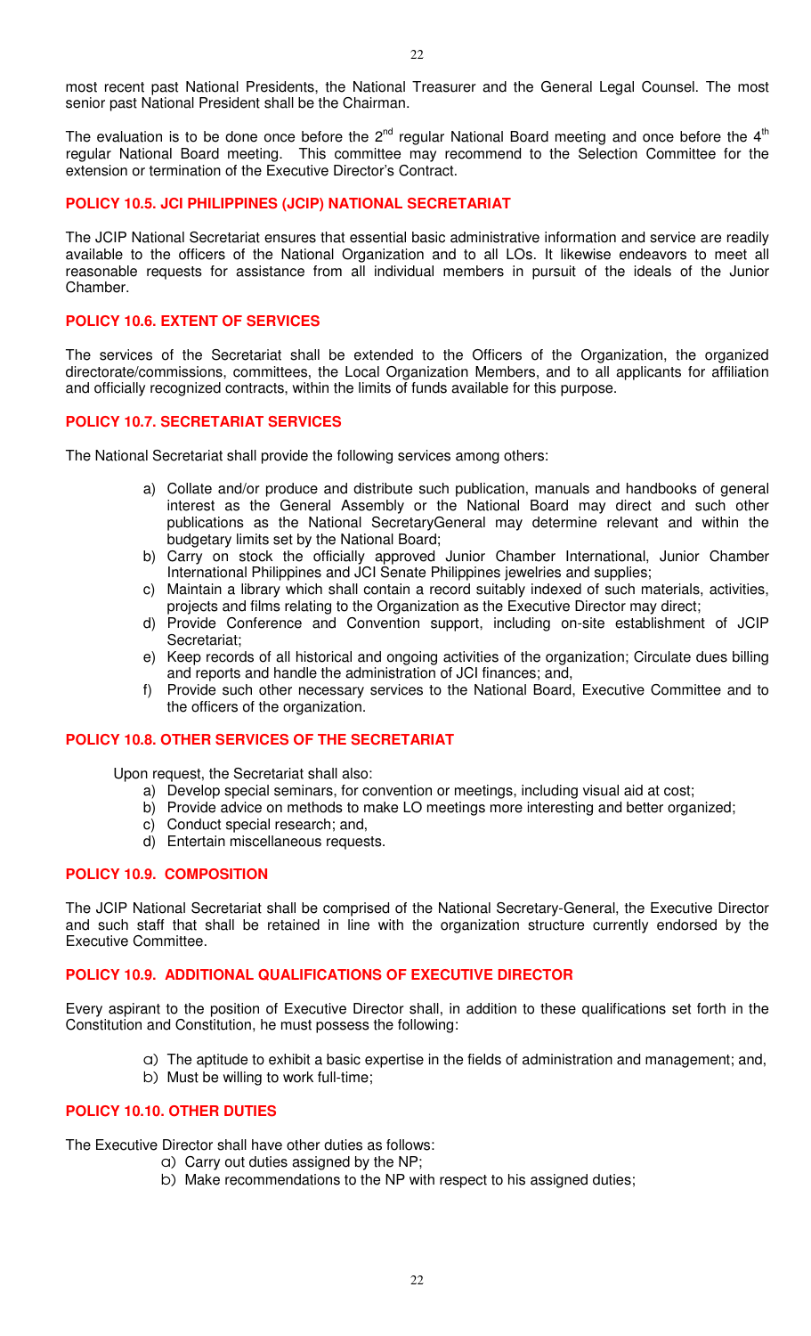most recent past National Presidents, the National Treasurer and the General Legal Counsel. The most senior past National President shall be the Chairman.

The evaluation is to be done once before the 2nd regular National Board meeting and once before the 4th regular National Board meeting. This committee may recommend to the Selection Committee for the extension or termination of the Executive Director's Contract.

## POLICY 10.5. JCI PHILIPPINES (JCIP) NATIONAL SECRETARIAT

The JCIP National Secretariat ensures that essential basic administrative information and service are readily available to the officers of the National Organization and to all LOs. It likewise endeavors to meet all reasonable requests for assistance from all individual members in pursuit of the ideals of the Junior Chamber.

## POLICY 10.6. EXTENT OF SERVICES

The services of the Secretariat shall be extended to the Officers of the Organization, the organized directorate/commissions, committees, the Local Organization Members, and to all applicants for affiliation and officially recognized contracts, within the limits of funds available for this purpose.

## POLICY 10.7. SECRETARIAT SERVICES

The National Secretariat shall provide the following services among others:

a) Collate and/or produce and distribute such publication, manuals and handbooks of general interest as the General Assembly or the National Board may direct and such other publications as the National SecretaryGeneral may determine relevant and within the budgetary limits set by the National Board;
b) Carry on stock the officially approved Junior Chamber International, Junior Chamber International Philippines and JCI Senate Philippines jewelries and supplies;
c) Maintain a library which shall contain a record suitably indexed of such materials, activities, projects and films relating to the Organization as the Executive Director may direct;
d) Provide Conference and Convention support, including on-site establishment of JCIP Secretariat;
e) Keep records of all historical and ongoing activities of the organization; Circulate dues billing and reports and handle the administration of JCI finances; and,
f) Provide such other necessary services to the National Board, Executive Committee and to the officers of the organization.

## POLICY 10.8. OTHER SERVICES OF THE SECRETARIAT

Upon request, the Secretariat shall also:

a) Develop special seminars, for convention or meetings, including visual aid at cost;
b) Provide advice on methods to make LO meetings more interesting and better organized;
c) Conduct special research; and,
d) Entertain miscellaneous requests.

## POLICY 10.9. COMPOSITION

The JCIP National Secretariat shall be comprised of the National Secretary-General, the Executive Director and such staff that shall be retained in line with the organization structure currently endorsed by the Executive Committee.

## POLICY 10.9. ADDITIONAL QUALIFICATIONS OF EXECUTIVE DIRECTOR

Every aspirant to the position of Executive Director shall, in addition to these qualifications set forth in the Constitution and Constitution, he must possess the following:

a) The aptitude to exhibit a basic expertise in the fields of administration and management; and,
b) Must be willing to work full-time;

## POLICY 10.10. OTHER DUTIES

The Executive Director shall have other duties as follows:

a) Carry out duties assigned by the NP;
b) Make recommendations to the NP with respect to his assigned duties;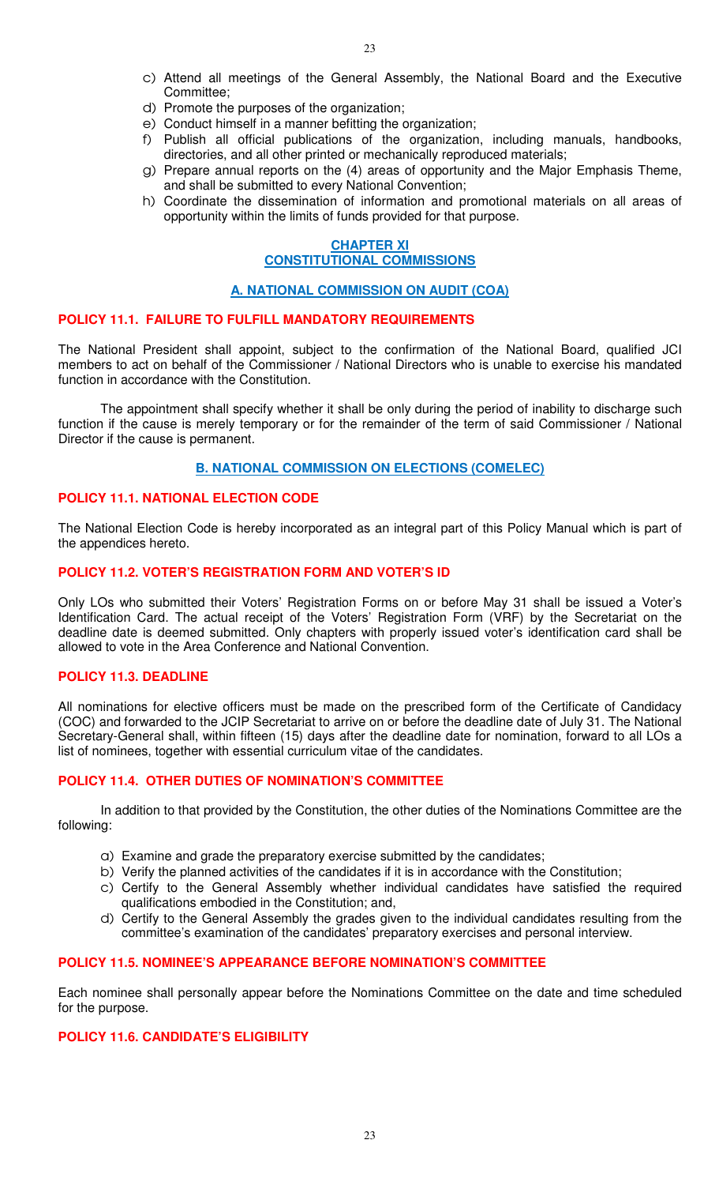c) Attend all meetings of the General Assembly, the National Board and the Executive Committee;
d) Promote the purposes of the organization;
e) Conduct himself in a manner befitting the organization;
f) Publish all official publications of the organization, including manuals, handbooks, directories, and all other printed or mechanically reproduced materials;
g) Prepare annual reports on the (4) areas of opportunity and the Major Emphasis Theme, and shall be submitted to every National Convention;
h) Coordinate the dissemination of information and promotional materials on all areas of opportunity within the limits of funds provided for that purpose.

## CHAPTER XI
## CONSTITUTIONAL COMMISSIONS

### A. NATIONAL COMMISSION ON AUDIT (COA)

#### POLICY 11.1. FAILURE TO FULFILL MANDATORY REQUIREMENTS

The National President shall appoint, subject to the confirmation of the National Board, qualified JCI members to act on behalf of the Commissioner / National Directors who is unable to exercise his mandated function in accordance with the Constitution.

The appointment shall specify whether it shall be only during the period of inability to discharge such function if the cause is merely temporary or for the remainder of the term of said Commissioner / National Director if the cause is permanent.

### B. NATIONAL COMMISSION ON ELECTIONS (COMELEC)

#### POLICY 11.1. NATIONAL ELECTION CODE

The National Election Code is hereby incorporated as an integral part of this Policy Manual which is part of the appendices hereto.

#### POLICY 11.2. VOTER'S REGISTRATION FORM AND VOTER'S ID

Only LOs who submitted their Voters' Registration Forms on or before May 31 shall be issued a Voter's Identification Card. The actual receipt of the Voters' Registration Form (VRF) by the Secretariat on the deadline date is deemed submitted. Only chapters with properly issued voter's identification card shall be allowed to vote in the Area Conference and National Convention.

#### POLICY 11.3. DEADLINE

All nominations for elective officers must be made on the prescribed form of the Certificate of Candidacy (COC) and forwarded to the JCIP Secretariat to arrive on or before the deadline date of July 31. The National Secretary-General shall, within fifteen (15) days after the deadline date for nomination, forward to all LOs a list of nominees, together with essential curriculum vitae of the candidates.

#### POLICY 11.4. OTHER DUTIES OF NOMINATION'S COMMITTEE

In addition to that provided by the Constitution, the other duties of the Nominations Committee are the following:

a) Examine and grade the preparatory exercise submitted by the candidates;
b) Verify the planned activities of the candidates if it is in accordance with the Constitution;
c) Certify to the General Assembly whether individual candidates have satisfied the required qualifications embodied in the Constitution; and,
d) Certify to the General Assembly the grades given to the individual candidates resulting from the committee's examination of the candidates' preparatory exercises and personal interview.

#### POLICY 11.5. NOMINEE'S APPEARANCE BEFORE NOMINATION'S COMMITTEE

Each nominee shall personally appear before the Nominations Committee on the date and time scheduled for the purpose.

#### POLICY 11.6. CANDIDATE'S ELIGIBILITY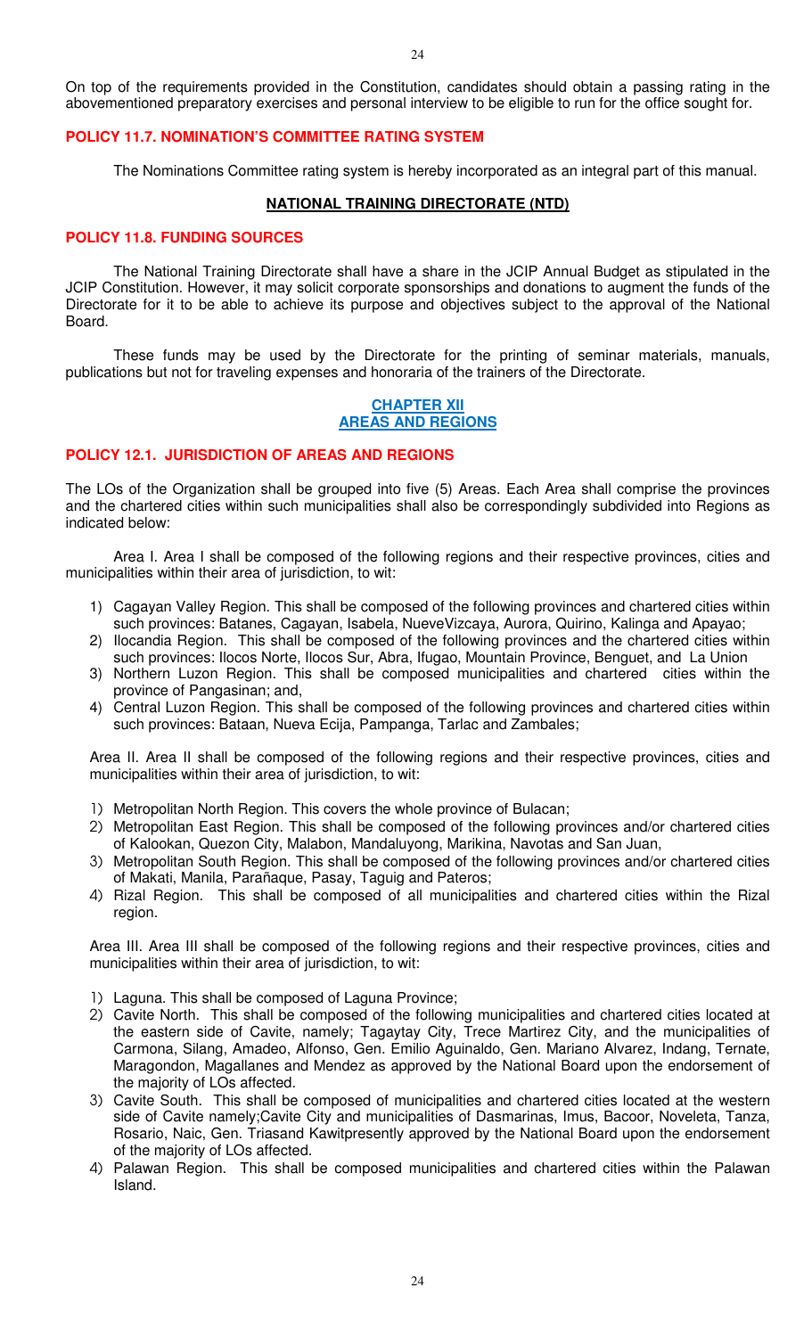On top of the requirements provided in the Constitution, candidates should obtain a passing rating in the abovementioned preparatory exercises and personal interview to be eligible to run for the office sought for.

### POLICY 11.7. NOMINATION'S COMMITTEE RATING SYSTEM

The Nominations Committee rating system is hereby incorporated as an integral part of this manual.

## NATIONAL TRAINING DIRECTORATE (NTD)

### POLICY 11.8. FUNDING SOURCES

The National Training Directorate shall have a share in the JCIP Annual Budget as stipulated in the JCIP Constitution. However, it may solicit corporate sponsorships and donations to augment the funds of the Directorate for it to be able to achieve its purpose and objectives subject to the approval of the National Board.

These funds may be used by the Directorate for the printing of seminar materials, manuals, publications but not for traveling expenses and honoraria of the trainers of the Directorate.

## CHAPTER XII
## AREAS AND REGIONS

### POLICY 12.1. JURISDICTION OF AREAS AND REGIONS

The LOs of the Organization shall be grouped into five (5) Areas. Each Area shall comprise the provinces and the chartered cities within such municipalities shall also be correspondingly subdivided into Regions as indicated below:

Area I. Area I shall be composed of the following regions and their respective provinces, cities and municipalities within their area of jurisdiction, to wit:

1) Cagayan Valley Region. This shall be composed of the following provinces and chartered cities within such provinces: Batanes, Cagayan, Isabela, NueveVizcaya, Aurora, Quirino, Kalinga and Apayao;
2) Ilocandia Region. This shall be composed of the following provinces and the chartered cities within such provinces: Ilocos Norte, Ilocos Sur, Abra, Ifugao, Mountain Province, Benguet, and La Union
3) Northern Luzon Region. This shall be composed municipalities and chartered cities within the province of Pangasinan; and,
4) Central Luzon Region. This shall be composed of the following provinces and chartered cities within such provinces: Bataan, Nueva Ecija, Pampanga, Tarlac and Zambales;

Area II. Area II shall be composed of the following regions and their respective provinces, cities and municipalities within their area of jurisdiction, to wit:

1) Metropolitan North Region. This covers the whole province of Bulacan;
2) Metropolitan East Region. This shall be composed of the following provinces and/or chartered cities of Kalookan, Quezon City, Malabon, Mandaluyong, Marikina, Navotas and San Juan,
3) Metropolitan South Region. This shall be composed of the following provinces and/or chartered cities of Makati, Manila, Parañaque, Pasay, Taguig and Pateros;
4) Rizal Region. This shall be composed of all municipalities and chartered cities within the Rizal region.

Area III. Area III shall be composed of the following regions and their respective provinces, cities and municipalities within their area of jurisdiction, to wit:

1) Laguna. This shall be composed of Laguna Province;
2) Cavite North. This shall be composed of the following municipalities and chartered cities located at the eastern side of Cavite, namely; Tagaytay City, Trece Martirez City, and the municipalities of Carmona, Silang, Amadeo, Alfonso, Gen. Emilio Aguinaldo, Gen. Mariano Alvarez, Indang, Ternate, Maragondon, Magallanes and Mendez as approved by the National Board upon the endorsement of the majority of LOs affected.
3) Cavite South. This shall be composed of municipalities and chartered cities located at the western side of Cavite namely;Cavite City and municipalities of Dasmarinas, Imus, Bacoor, Noveleta, Tanza, Rosario, Naic, Gen. Triasand Kawitpresently approved by the National Board upon the endorsement of the majority of LOs affected.
4) Palawan Region. This shall be composed municipalities and chartered cities within the Palawan Island.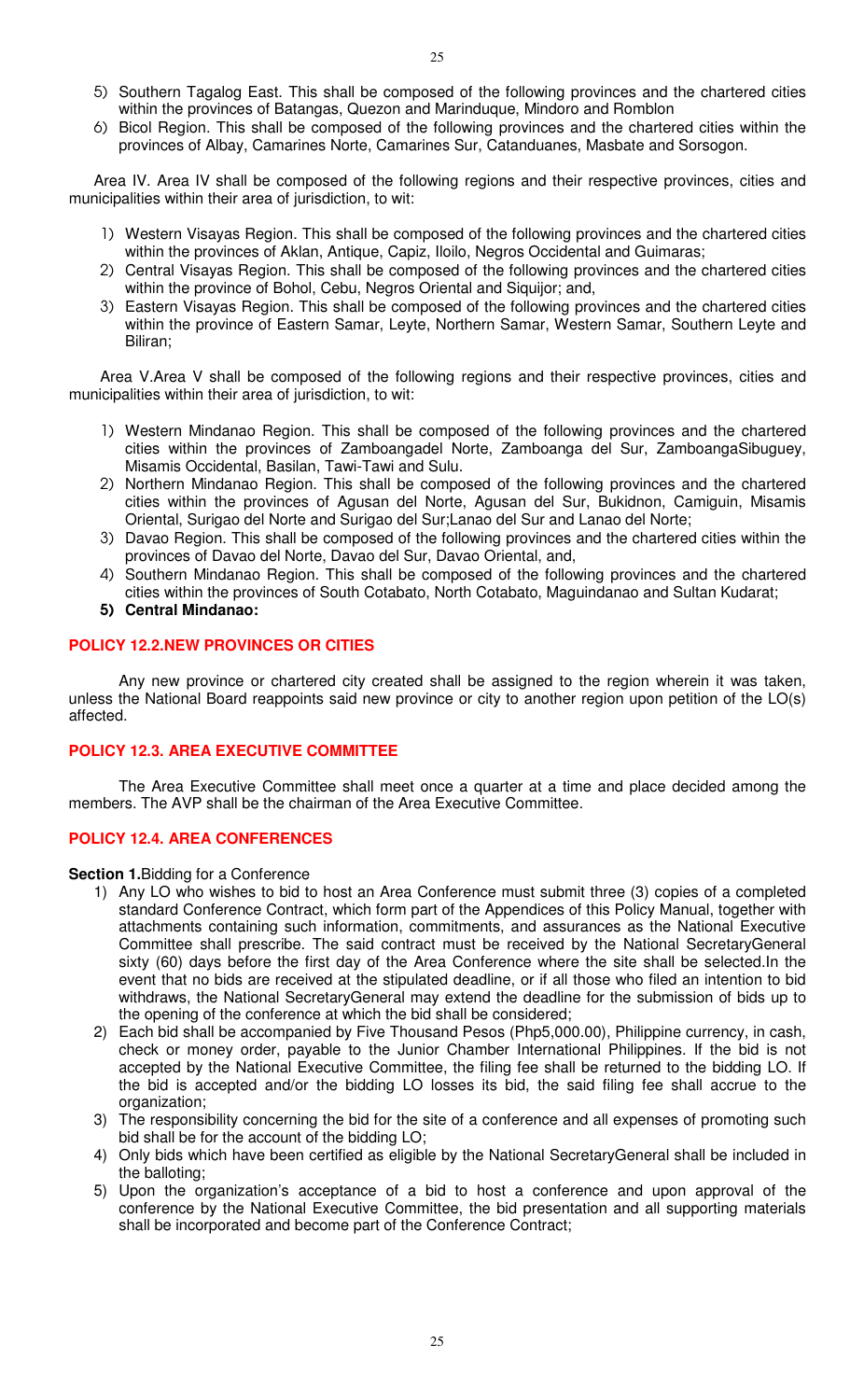5) Southern Tagalog East. This shall be composed of the following provinces and the chartered cities within the provinces of Batangas, Quezon and Marinduque, Mindoro and Romblon
6) Bicol Region. This shall be composed of the following provinces and the chartered cities within the provinces of Albay, Camarines Norte, Camarines Sur, Catanduanes, Masbate and Sorsogon.

Area IV. Area IV shall be composed of the following regions and their respective provinces, cities and municipalities within their area of jurisdiction, to wit:

1) Western Visayas Region. This shall be composed of the following provinces and the chartered cities within the provinces of Aklan, Antique, Capiz, Iloilo, Negros Occidental and Guimaras;
2) Central Visayas Region. This shall be composed of the following provinces and the chartered cities within the province of Bohol, Cebu, Negros Oriental and Siquijor; and,
3) Eastern Visayas Region. This shall be composed of the following provinces and the chartered cities within the province of Eastern Samar, Leyte, Northern Samar, Western Samar, Southern Leyte and Biliran;

Area V.Area V shall be composed of the following regions and their respective provinces, cities and municipalities within their area of jurisdiction, to wit:

1) Western Mindanao Region. This shall be composed of the following provinces and the chartered cities within the provinces of Zamboangadel Norte, Zamboanga del Sur, ZamboangaSibuguey, Misamis Occidental, Basilan, Tawi-Tawi and Sulu.
2) Northern Mindanao Region. This shall be composed of the following provinces and the chartered cities within the provinces of Agusan del Norte, Agusan del Sur, Bukidnon, Camiguin, Misamis Oriental, Surigao del Norte and Surigao del Sur;Lanao del Sur and Lanao del Norte;
3) Davao Region. This shall be composed of the following provinces and the chartered cities within the provinces of Davao del Norte, Davao del Sur, Davao Oriental, and,
4) Southern Mindanao Region. This shall be composed of the following provinces and the chartered cities within the provinces of South Cotabato, North Cotabato, Maguindanao and Sultan Kudarat;
5) **Central Mindanao:**

### POLICY 12.2.NEW PROVINCES OR CITIES

Any new province or chartered city created shall be assigned to the region wherein it was taken, unless the National Board reappoints said new province or city to another region upon petition of the LO(s) affected.

### POLICY 12.3. AREA EXECUTIVE COMMITTEE

The Area Executive Committee shall meet once a quarter at a time and place decided among the members. The AVP shall be the chairman of the Area Executive Committee.

### POLICY 12.4. AREA CONFERENCES

**Section 1.**Bidding for a Conference

1) Any LO who wishes to bid to host an Area Conference must submit three (3) copies of a completed standard Conference Contract, which form part of the Appendices of this Policy Manual, together with attachments containing such information, commitments, and assurances as the National Executive Committee shall prescribe. The said contract must be received by the National SecretaryGeneral sixty (60) days before the first day of the Area Conference where the site shall be selected.In the event that no bids are received at the stipulated deadline, or if all those who filed an intention to bid withdraws, the National SecretaryGeneral may extend the deadline for the submission of bids up to the opening of the conference at which the bid shall be considered;
2) Each bid shall be accompanied by Five Thousand Pesos (Php5,000.00), Philippine currency, in cash, check or money order, payable to the Junior Chamber International Philippines. If the bid is not accepted by the National Executive Committee, the filing fee shall be returned to the bidding LO. If the bid is accepted and/or the bidding LO losses its bid, the said filing fee shall accrue to the organization;
3) The responsibility concerning the bid for the site of a conference and all expenses of promoting such bid shall be for the account of the bidding LO;
4) Only bids which have been certified as eligible by the National SecretaryGeneral shall be included in the balloting;
5) Upon the organization's acceptance of a bid to host a conference and upon approval of the conference by the National Executive Committee, the bid presentation and all supporting materials shall be incorporated and become part of the Conference Contract;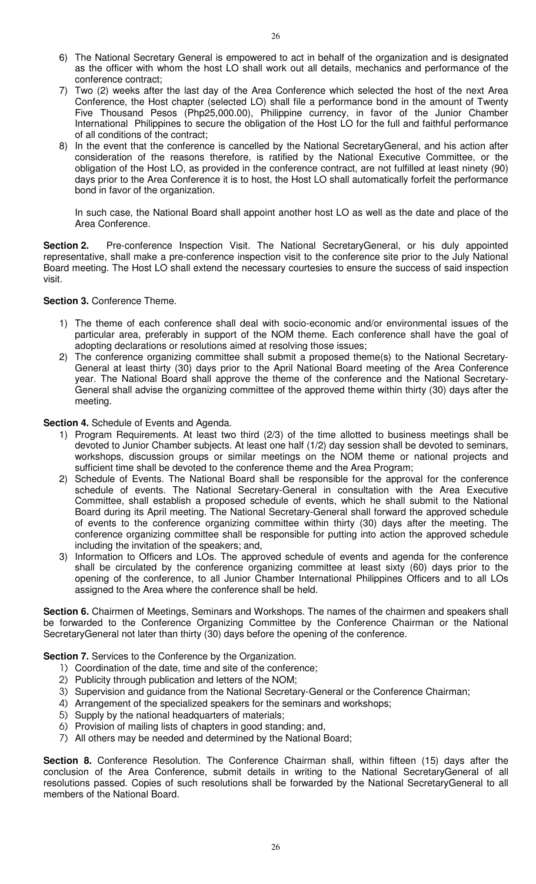6) The National Secretary General is empowered to act in behalf of the organization and is designated as the officer with whom the host LO shall work out all details, mechanics and performance of the conference contract;
7) Two (2) weeks after the last day of the Area Conference which selected the host of the next Area Conference, the Host chapter (selected LO) shall file a performance bond in the amount of Twenty Five Thousand Pesos (Php25,000.00), Philippine currency, in favor of the Junior Chamber International Philippines to secure the obligation of the Host LO for the full and faithful performance of all conditions of the contract;
8) In the event that the conference is cancelled by the National SecretaryGeneral, and his action after consideration of the reasons therefore, is ratified by the National Executive Committee, or the obligation of the Host LO, as provided in the conference contract, are not fulfilled at least ninety (90) days prior to the Area Conference it is to host, the Host LO shall automatically forfeit the performance bond in favor of the organization.

   In such case, the National Board shall appoint another host LO as well as the date and place of the Area Conference.

**Section 2.** Pre-conference Inspection Visit. The National SecretaryGeneral, or his duly appointed representative, shall make a pre-conference inspection visit to the conference site prior to the July National Board meeting. The Host LO shall extend the necessary courtesies to ensure the success of said inspection visit.

**Section 3.** Conference Theme.

1) The theme of each conference shall deal with socio-economic and/or environmental issues of the particular area, preferably in support of the NOM theme. Each conference shall have the goal of adopting declarations or resolutions aimed at resolving those issues;
2) The conference organizing committee shall submit a proposed theme(s) to the National Secretary-General at least thirty (30) days prior to the April National Board meeting of the Area Conference year. The National Board shall approve the theme of the conference and the National Secretary-General shall advise the organizing committee of the approved theme within thirty (30) days after the meeting.

**Section 4.** Schedule of Events and Agenda.

1) Program Requirements. At least two third (2/3) of the time allotted to business meetings shall be devoted to Junior Chamber subjects. At least one half (1/2) day session shall be devoted to seminars, workshops, discussion groups or similar meetings on the NOM theme or national projects and sufficient time shall be devoted to the conference theme and the Area Program;
2) Schedule of Events. The National Board shall be responsible for the approval for the conference schedule of events. The National Secretary-General in consultation with the Area Executive Committee, shall establish a proposed schedule of events, which he shall submit to the National Board during its April meeting. The National Secretary-General shall forward the approved schedule of events to the conference organizing committee within thirty (30) days after the meeting. The conference organizing committee shall be responsible for putting into action the approved schedule including the invitation of the speakers; and,
3) Information to Officers and LOs. The approved schedule of events and agenda for the conference shall be circulated by the conference organizing committee at least sixty (60) days prior to the opening of the conference, to all Junior Chamber International Philippines Officers and to all LOs assigned to the Area where the conference shall be held.

**Section 6.** Chairmen of Meetings, Seminars and Workshops. The names of the chairmen and speakers shall be forwarded to the Conference Organizing Committee by the Conference Chairman or the National SecretaryGeneral not later than thirty (30) days before the opening of the conference.

**Section 7.** Services to the Conference by the Organization.

1) Coordination of the date, time and site of the conference;
2) Publicity through publication and letters of the NOM;
3) Supervision and guidance from the National Secretary-General or the Conference Chairman;
4) Arrangement of the specialized speakers for the seminars and workshops;
5) Supply by the national headquarters of materials;
6) Provision of mailing lists of chapters in good standing; and,
7) All others may be needed and determined by the National Board;

**Section 8.** Conference Resolution. The Conference Chairman shall, within fifteen (15) days after the conclusion of the Area Conference, submit details in writing to the National SecretaryGeneral of all resolutions passed. Copies of such resolutions shall be forwarded by the National SecretaryGeneral to all members of the National Board.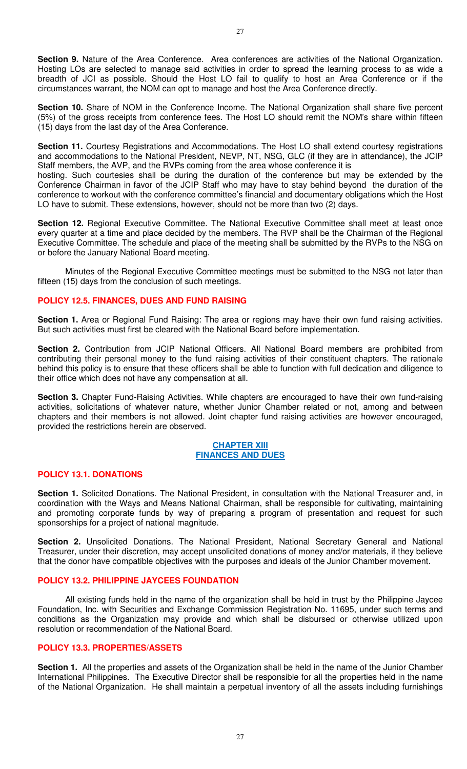**Section 9.** Nature of the Area Conference. Area conferences are activities of the National Organization. Hosting LOs are selected to manage said activities in order to spread the learning process to as wide a breadth of JCI as possible. Should the Host LO fail to qualify to host an Area Conference or if the circumstances warrant, the NOM can opt to manage and host the Area Conference directly.

**Section 10.** Share of NOM in the Conference Income. The National Organization shall share five percent (5%) of the gross receipts from conference fees. The Host LO should remit the NOM's share within fifteen (15) days from the last day of the Area Conference.

**Section 11.** Courtesy Registrations and Accommodations. The Host LO shall extend courtesy registrations and accommodations to the National President, NEVP, NT, NSG, GLC (if they are in attendance), the JCIP Staff members, the AVP, and the RVPs coming from the area whose conference it is
hosting. Such courtesies shall be during the duration of the conference but may be extended by the Conference Chairman in favor of the JCIP Staff who may have to stay behind beyond the duration of the conference to workout with the conference committee's financial and documentary obligations which the Host LO have to submit. These extensions, however, should not be more than two (2) days.

**Section 12.** Regional Executive Committee. The National Executive Committee shall meet at least once every quarter at a time and place decided by the members. The RVP shall be the Chairman of the Regional Executive Committee. The schedule and place of the meeting shall be submitted by the RVPs to the NSG on or before the January National Board meeting.

Minutes of the Regional Executive Committee meetings must be submitted to the NSG not later than fifteen (15) days from the conclusion of such meetings.

### POLICY 12.5. FINANCES, DUES AND FUND RAISING

**Section 1.** Area or Regional Fund Raising: The area or regions may have their own fund raising activities. But such activities must first be cleared with the National Board before implementation.

**Section 2.** Contribution from JCIP National Officers. All National Board members are prohibited from contributing their personal money to the fund raising activities of their constituent chapters. The rationale behind this policy is to ensure that these officers shall be able to function with full dedication and diligence to their office which does not have any compensation at all.

**Section 3.** Chapter Fund-Raising Activities. While chapters are encouraged to have their own fund-raising activities, solicitations of whatever nature, whether Junior Chamber related or not, among and between chapters and their members is not allowed. Joint chapter fund raising activities are however encouraged, provided the restrictions herein are observed.

## CHAPTER XIII
## FINANCES AND DUES

### POLICY 13.1. DONATIONS

**Section 1.** Solicited Donations. The National President, in consultation with the National Treasurer and, in coordination with the Ways and Means National Chairman, shall be responsible for cultivating, maintaining and promoting corporate funds by way of preparing a program of presentation and request for such sponsorships for a project of national magnitude.

**Section 2.** Unsolicited Donations. The National President, National Secretary General and National Treasurer, under their discretion, may accept unsolicited donations of money and/or materials, if they believe that the donor have compatible objectives with the purposes and ideals of the Junior Chamber movement.

### POLICY 13.2. PHILIPPINE JAYCEES FOUNDATION

All existing funds held in the name of the organization shall be held in trust by the Philippine Jaycee Foundation, Inc. with Securities and Exchange Commission Registration No. 11695, under such terms and conditions as the Organization may provide and which shall be disbursed or otherwise utilized upon resolution or recommendation of the National Board.

### POLICY 13.3. PROPERTIES/ASSETS

**Section 1.** All the properties and assets of the Organization shall be held in the name of the Junior Chamber International Philippines. The Executive Director shall be responsible for all the properties held in the name of the National Organization. He shall maintain a perpetual inventory of all the assets including furnishings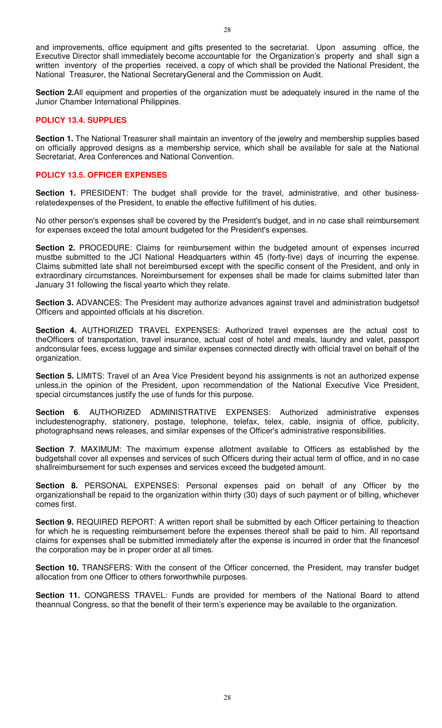and improvements, office equipment and gifts presented to the secretariat. Upon assuming office, the Executive Director shall immediately become accountable for the Organization's property and shall sign a written inventory of the properties received, a copy of which shall be provided the National President, the National Treasurer, the National SecretaryGeneral and the Commission on Audit.

**Section 2.**All equipment and properties of the organization must be adequately insured in the name of the Junior Chamber International Philippines.

### POLICY 13.4. SUPPLIES

**Section 1.** The National Treasurer shall maintain an inventory of the jewelry and membership supplies based on officially approved designs as a membership service, which shall be available for sale at the National Secretariat, Area Conferences and National Convention.

### POLICY 13.5. OFFICER EXPENSES

**Section 1.** PRESIDENT: The budget shall provide for the travel, administrative, and other business-relatedexpenses of the President, to enable the effective fulfillment of his duties.

No other person's expenses shall be covered by the President's budget, and in no case shall reimbursement for expenses exceed the total amount budgeted for the President's expenses.

**Section 2.** PROCEDURE: Claims for reimbursement within the budgeted amount of expenses incurred mustbe submitted to the JCI National Headquarters within 45 (forty-five) days of incurring the expense. Claims submitted late shall not bereimbursed except with the specific consent of the President, and only in extraordinary circumstances. Noreimbursement for expenses shall be made for claims submitted later than January 31 following the fiscal yearto which they relate.

**Section 3.** ADVANCES: The President may authorize advances against travel and administration budgetsof Officers and appointed officials at his discretion.

**Section 4.** AUTHORIZED TRAVEL EXPENSES: Authorized travel expenses are the actual cost to theOfficers of transportation, travel insurance, actual cost of hotel and meals, laundry and valet, passport andconsular fees, excess luggage and similar expenses connected directly with official travel on behalf of the organization.

**Section 5.** LIMITS: Travel of an Area Vice President beyond his assignments is not an authorized expense unless,in the opinion of the President, upon recommendation of the National Executive Vice President, special circumstances justify the use of funds for this purpose.

**Section 6**. AUTHORIZED ADMINISTRATIVE EXPENSES: Authorized administrative expenses includestenography, stationery, postage, telephone, telefax, telex, cable, insignia of office, publicity, photographsand news releases, and similar expenses of the Officer's administrative responsibilities.

**Section 7**. MAXIMUM: The maximum expense allotment available to Officers as established by the budgetshall cover all expenses and services of such Officers during their actual term of office, and in no case shallreimbursement for such expenses and services exceed the budgeted amount.

**Section 8.** PERSONAL EXPENSES: Personal expenses paid on behalf of any Officer by the organizationshall be repaid to the organization within thirty (30) days of such payment or of billing, whichever comes first.

**Section 9.** REQUIRED REPORT: A written report shall be submitted by each Officer pertaining to theaction for which he is requesting reimbursement before the expenses thereof shall be paid to him. All reportsand claims for expenses shall be submitted immediately after the expense is incurred in order that the financesof the corporation may be in proper order at all times.

**Section 10.** TRANSFERS: With the consent of the Officer concerned, the President, may transfer budget allocation from one Officer to others forworthwhile purposes.

**Section 11.** CONGRESS TRAVEL: Funds are provided for members of the National Board to attend theannual Congress, so that the benefit of their term's experience may be available to the organization.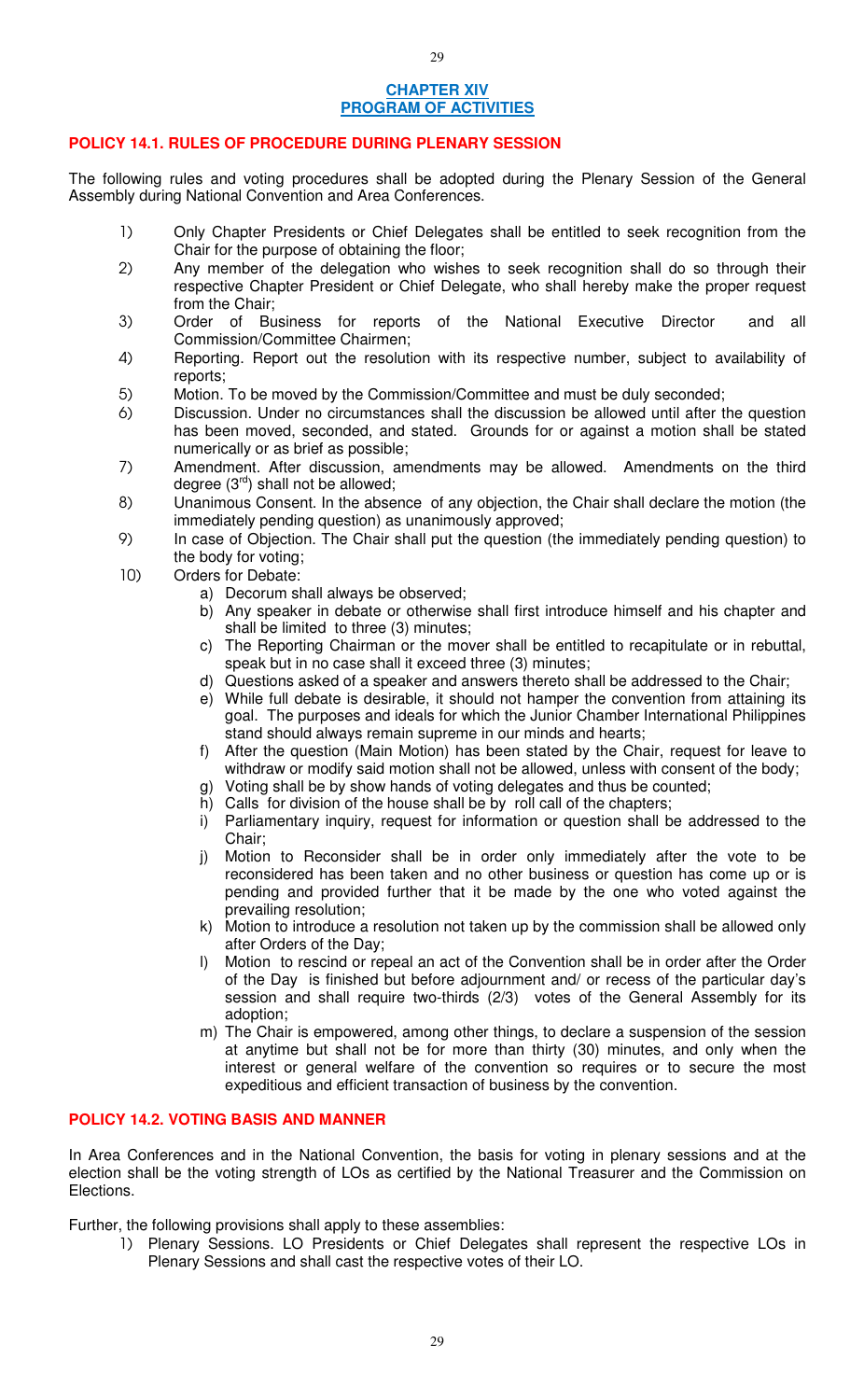# CHAPTER XIV
# PROGRAM OF ACTIVITIES

## POLICY 14.1. RULES OF PROCEDURE DURING PLENARY SESSION

The following rules and voting procedures shall be adopted during the Plenary Session of the General Assembly during National Convention and Area Conferences.

1) Only Chapter Presidents or Chief Delegates shall be entitled to seek recognition from the Chair for the purpose of obtaining the floor;
2) Any member of the delegation who wishes to seek recognition shall do so through their respective Chapter President or Chief Delegate, who shall hereby make the proper request from the Chair;
3) Order of Business for reports of the National Executive Director and all Commission/Committee Chairmen;
4) Reporting. Report out the resolution with its respective number, subject to availability of reports;
5) Motion. To be moved by the Commission/Committee and must be duly seconded;
6) Discussion. Under no circumstances shall the discussion be allowed until after the question has been moved, seconded, and stated. Grounds for or against a motion shall be stated numerically or as brief as possible;
7) Amendment. After discussion, amendments may be allowed. Amendments on the third degree (3rd) shall not be allowed;
8) Unanimous Consent. In the absence of any objection, the Chair shall declare the motion (the immediately pending question) as unanimously approved;
9) In case of Objection. The Chair shall put the question (the immediately pending question) to the body for voting;
10) Orders for Debate:
    a) Decorum shall always be observed;
    b) Any speaker in debate or otherwise shall first introduce himself and his chapter and shall be limited to three (3) minutes;
    c) The Reporting Chairman or the mover shall be entitled to recapitulate or in rebuttal, speak but in no case shall it exceed three (3) minutes;
    d) Questions asked of a speaker and answers thereto shall be addressed to the Chair;
    e) While full debate is desirable, it should not hamper the convention from attaining its goal. The purposes and ideals for which the Junior Chamber International Philippines stand should always remain supreme in our minds and hearts;
    f) After the question (Main Motion) has been stated by the Chair, request for leave to withdraw or modify said motion shall not be allowed, unless with consent of the body;
    g) Voting shall be by show hands of voting delegates and thus be counted;
    h) Calls for division of the house shall be by roll call of the chapters;
    i) Parliamentary inquiry, request for information or question shall be addressed to the Chair;
    j) Motion to Reconsider shall be in order only immediately after the vote to be reconsidered has been taken and no other business or question has come up or is pending and provided further that it be made by the one who voted against the prevailing resolution;
    k) Motion to introduce a resolution not taken up by the commission shall be allowed only after Orders of the Day;
    l) Motion to rescind or repeal an act of the Convention shall be in order after the Order of the Day is finished but before adjournment and/ or recess of the particular day's session and shall require two-thirds (2/3) votes of the General Assembly for its adoption;
    m) The Chair is empowered, among other things, to declare a suspension of the session at anytime but shall not be for more than thirty (30) minutes, and only when the interest or general welfare of the convention so requires or to secure the most expeditious and efficient transaction of business by the convention.

## POLICY 14.2. VOTING BASIS AND MANNER

In Area Conferences and in the National Convention, the basis for voting in plenary sessions and at the election shall be the voting strength of LOs as certified by the National Treasurer and the Commission on Elections.

Further, the following provisions shall apply to these assemblies:

1) Plenary Sessions. LO Presidents or Chief Delegates shall represent the respective LOs in Plenary Sessions and shall cast the respective votes of their LO.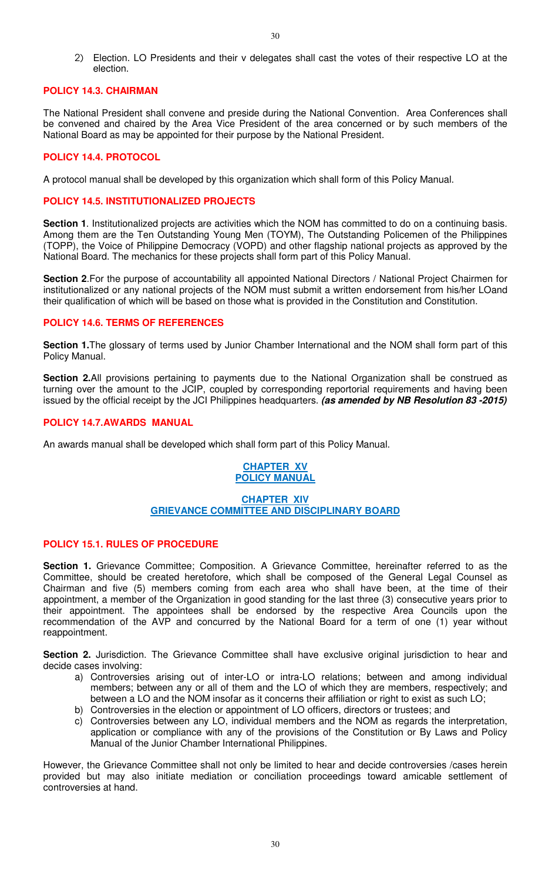2) Election. LO Presidents and their v delegates shall cast the votes of their respective LO at the election.

### POLICY 14.3. CHAIRMAN

The National President shall convene and preside during the National Convention. Area Conferences shall be convened and chaired by the Area Vice President of the area concerned or by such members of the National Board as may be appointed for their purpose by the National President.

### POLICY 14.4. PROTOCOL

A protocol manual shall be developed by this organization which shall form of this Policy Manual.

### POLICY 14.5. INSTITUTIONALIZED PROJECTS

**Section 1**. Institutionalized projects are activities which the NOM has committed to do on a continuing basis. Among them are the Ten Outstanding Young Men (TOYM), The Outstanding Policemen of the Philippines (TOPP), the Voice of Philippine Democracy (VOPD) and other flagship national projects as approved by the National Board. The mechanics for these projects shall form part of this Policy Manual.

**Section 2**.For the purpose of accountability all appointed National Directors / National Project Chairmen for institutionalized or any national projects of the NOM must submit a written endorsement from his/her LOand their qualification of which will be based on those what is provided in the Constitution and Constitution.

### POLICY 14.6. TERMS OF REFERENCES

**Section 1.**The glossary of terms used by Junior Chamber International and the NOM shall form part of this Policy Manual.

**Section 2.**All provisions pertaining to payments due to the National Organization shall be construed as turning over the amount to the JCIP, coupled by corresponding reportorial requirements and having been issued by the official receipt by the JCI Philippines headquarters. ***(as amended by NB Resolution 83 -2015)***

### POLICY 14.7.AWARDS MANUAL

An awards manual shall be developed which shall form part of this Policy Manual.

## CHAPTER XV
## POLICY MANUAL

## CHAPTER XIV
## GRIEVANCE COMMITTEE AND DISCIPLINARY BOARD

### POLICY 15.1. RULES OF PROCEDURE

**Section 1.** Grievance Committee; Composition. A Grievance Committee, hereinafter referred to as the Committee, should be created heretofore, which shall be composed of the General Legal Counsel as Chairman and five (5) members coming from each area who shall have been, at the time of their appointment, a member of the Organization in good standing for the last three (3) consecutive years prior to their appointment. The appointees shall be endorsed by the respective Area Councils upon the recommendation of the AVP and concurred by the National Board for a term of one (1) year without reappointment.

**Section 2.** Jurisdiction. The Grievance Committee shall have exclusive original jurisdiction to hear and decide cases involving:

a) Controversies arising out of inter-LO or intra-LO relations; between and among individual members; between any or all of them and the LO of which they are members, respectively; and between a LO and the NOM insofar as it concerns their affiliation or right to exist as such LO;
b) Controversies in the election or appointment of LO officers, directors or trustees; and
c) Controversies between any LO, individual members and the NOM as regards the interpretation, application or compliance with any of the provisions of the Constitution or By Laws and Policy Manual of the Junior Chamber International Philippines.

However, the Grievance Committee shall not only be limited to hear and decide controversies /cases herein provided but may also initiate mediation or conciliation proceedings toward amicable settlement of controversies at hand.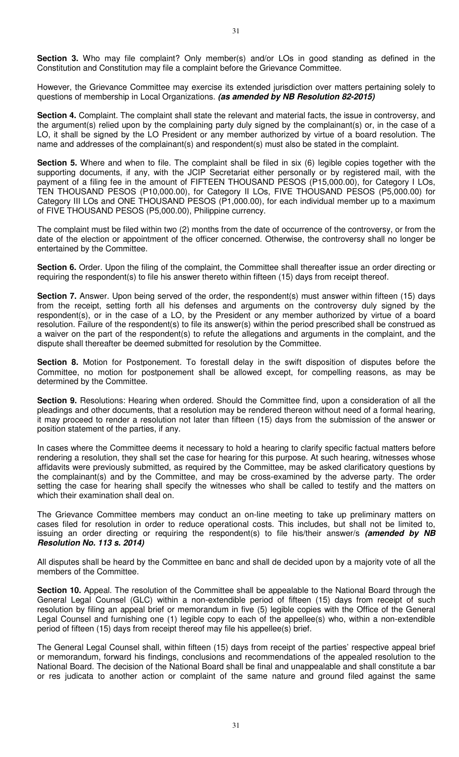**Section 3.** Who may file complaint? Only member(s) and/or LOs in good standing as defined in the Constitution and Constitution may file a complaint before the Grievance Committee.

However, the Grievance Committee may exercise its extended jurisdiction over matters pertaining solely to questions of membership in Local Organizations. ***(as amended by NB Resolution 82-2015)***

**Section 4.** Complaint. The complaint shall state the relevant and material facts, the issue in controversy, and the argument(s) relied upon by the complaining party duly signed by the complainant(s) or, in the case of a LO, it shall be signed by the LO President or any member authorized by virtue of a board resolution. The name and addresses of the complainant(s) and respondent(s) must also be stated in the complaint.

**Section 5.** Where and when to file. The complaint shall be filed in six (6) legible copies together with the supporting documents, if any, with the JCIP Secretariat either personally or by registered mail, with the payment of a filing fee in the amount of FIFTEEN THOUSAND PESOS (P15,000.00), for Category I LOs, TEN THOUSAND PESOS (P10,000.00), for Category II LOs, FIVE THOUSAND PESOS (P5,000.00) for Category III LOs and ONE THOUSAND PESOS (P1,000.00), for each individual member up to a maximum of FIVE THOUSAND PESOS (P5,000.00), Philippine currency.

The complaint must be filed within two (2) months from the date of occurrence of the controversy, or from the date of the election or appointment of the officer concerned. Otherwise, the controversy shall no longer be entertained by the Committee.

**Section 6.** Order. Upon the filing of the complaint, the Committee shall thereafter issue an order directing or requiring the respondent(s) to file his answer thereto within fifteen (15) days from receipt thereof.

**Section 7.** Answer. Upon being served of the order, the respondent(s) must answer within fifteen (15) days from the receipt, setting forth all his defenses and arguments on the controversy duly signed by the respondent(s), or in the case of a LO, by the President or any member authorized by virtue of a board resolution. Failure of the respondent(s) to file its answer(s) within the period prescribed shall be construed as a waiver on the part of the respondent(s) to refute the allegations and arguments in the complaint, and the dispute shall thereafter be deemed submitted for resolution by the Committee.

**Section 8.** Motion for Postponement. To forestall delay in the swift disposition of disputes before the Committee, no motion for postponement shall be allowed except, for compelling reasons, as may be determined by the Committee.

**Section 9.** Resolutions: Hearing when ordered. Should the Committee find, upon a consideration of all the pleadings and other documents, that a resolution may be rendered thereon without need of a formal hearing, it may proceed to render a resolution not later than fifteen (15) days from the submission of the answer or position statement of the parties, if any.

In cases where the Committee deems it necessary to hold a hearing to clarify specific factual matters before rendering a resolution, they shall set the case for hearing for this purpose. At such hearing, witnesses whose affidavits were previously submitted, as required by the Committee, may be asked clarificatory questions by the complainant(s) and by the Committee, and may be cross-examined by the adverse party. The order setting the case for hearing shall specify the witnesses who shall be called to testify and the matters on which their examination shall deal on.

The Grievance Committee members may conduct an on-line meeting to take up preliminary matters on cases filed for resolution in order to reduce operational costs. This includes, but shall not be limited to, issuing an order directing or requiring the respondent(s) to file his/their answer/s ***(amended by NB Resolution No. 113 s. 2014)***

All disputes shall be heard by the Committee en banc and shall de decided upon by a majority vote of all the members of the Committee.

**Section 10.** Appeal. The resolution of the Committee shall be appealable to the National Board through the General Legal Counsel (GLC) within a non-extendible period of fifteen (15) days from receipt of such resolution by filing an appeal brief or memorandum in five (5) legible copies with the Office of the General Legal Counsel and furnishing one (1) legible copy to each of the appellee(s) who, within a non-extendible period of fifteen (15) days from receipt thereof may file his appellee(s) brief.

The General Legal Counsel shall, within fifteen (15) days from receipt of the parties' respective appeal brief or memorandum, forward his findings, conclusions and recommendations of the appealed resolution to the National Board. The decision of the National Board shall be final and unappealable and shall constitute a bar or res judicata to another action or complaint of the same nature and ground filed against the same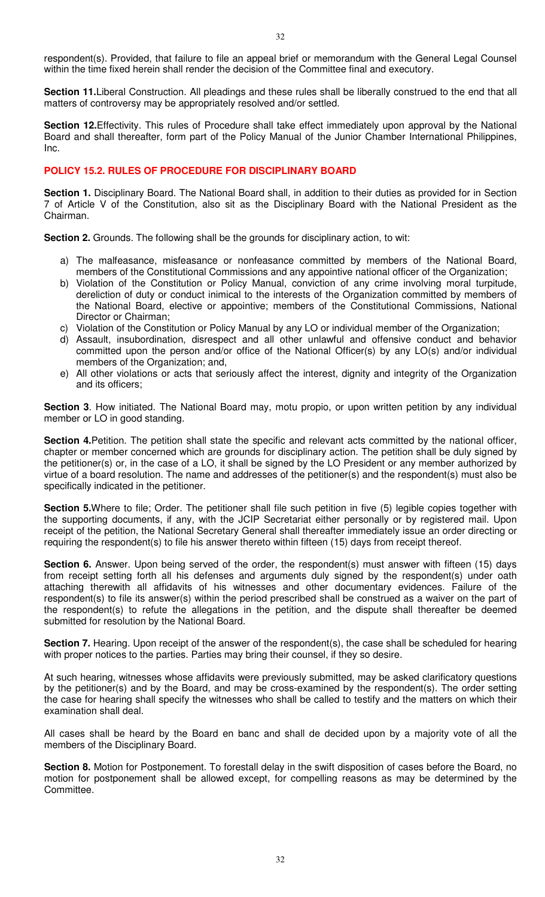respondent(s). Provided, that failure to file an appeal brief or memorandum with the General Legal Counsel within the time fixed herein shall render the decision of the Committee final and executory.

**Section 11.**Liberal Construction. All pleadings and these rules shall be liberally construed to the end that all matters of controversy may be appropriately resolved and/or settled.

**Section 12.**Effectivity. This rules of Procedure shall take effect immediately upon approval by the National Board and shall thereafter, form part of the Policy Manual of the Junior Chamber International Philippines, Inc.

## POLICY 15.2. RULES OF PROCEDURE FOR DISCIPLINARY BOARD

**Section 1.** Disciplinary Board. The National Board shall, in addition to their duties as provided for in Section 7 of Article V of the Constitution, also sit as the Disciplinary Board with the National President as the Chairman.

**Section 2.** Grounds. The following shall be the grounds for disciplinary action, to wit:

a) The malfeasance, misfeasance or nonfeasance committed by members of the National Board, members of the Constitutional Commissions and any appointive national officer of the Organization;
b) Violation of the Constitution or Policy Manual, conviction of any crime involving moral turpitude, dereliction of duty or conduct inimical to the interests of the Organization committed by members of the National Board, elective or appointive; members of the Constitutional Commissions, National Director or Chairman;
c) Violation of the Constitution or Policy Manual by any LO or individual member of the Organization;
d) Assault, insubordination, disrespect and all other unlawful and offensive conduct and behavior committed upon the person and/or office of the National Officer(s) by any LO(s) and/or individual members of the Organization; and,
e) All other violations or acts that seriously affect the interest, dignity and integrity of the Organization and its officers;

**Section 3**. How initiated. The National Board may, motu propio, or upon written petition by any individual member or LO in good standing.

**Section 4.**Petition. The petition shall state the specific and relevant acts committed by the national officer, chapter or member concerned which are grounds for disciplinary action. The petition shall be duly signed by the petitioner(s) or, in the case of a LO, it shall be signed by the LO President or any member authorized by virtue of a board resolution. The name and addresses of the petitioner(s) and the respondent(s) must also be specifically indicated in the petitioner.

**Section 5.**Where to file; Order. The petitioner shall file such petition in five (5) legible copies together with the supporting documents, if any, with the JCIP Secretariat either personally or by registered mail. Upon receipt of the petition, the National Secretary General shall thereafter immediately issue an order directing or requiring the respondent(s) to file his answer thereto within fifteen (15) days from receipt thereof.

**Section 6.** Answer. Upon being served of the order, the respondent(s) must answer with fifteen (15) days from receipt setting forth all his defenses and arguments duly signed by the respondent(s) under oath attaching therewith all affidavits of his witnesses and other documentary evidences. Failure of the respondent(s) to file its answer(s) within the period prescribed shall be construed as a waiver on the part of the respondent(s) to refute the allegations in the petition, and the dispute shall thereafter be deemed submitted for resolution by the National Board.

**Section 7.** Hearing. Upon receipt of the answer of the respondent(s), the case shall be scheduled for hearing with proper notices to the parties. Parties may bring their counsel, if they so desire.

At such hearing, witnesses whose affidavits were previously submitted, may be asked clarificatory questions by the petitioner(s) and by the Board, and may be cross-examined by the respondent(s). The order setting the case for hearing shall specify the witnesses who shall be called to testify and the matters on which their examination shall deal.

All cases shall be heard by the Board en banc and shall de decided upon by a majority vote of all the members of the Disciplinary Board.

**Section 8.** Motion for Postponement. To forestall delay in the swift disposition of cases before the Board, no motion for postponement shall be allowed except, for compelling reasons as may be determined by the Committee.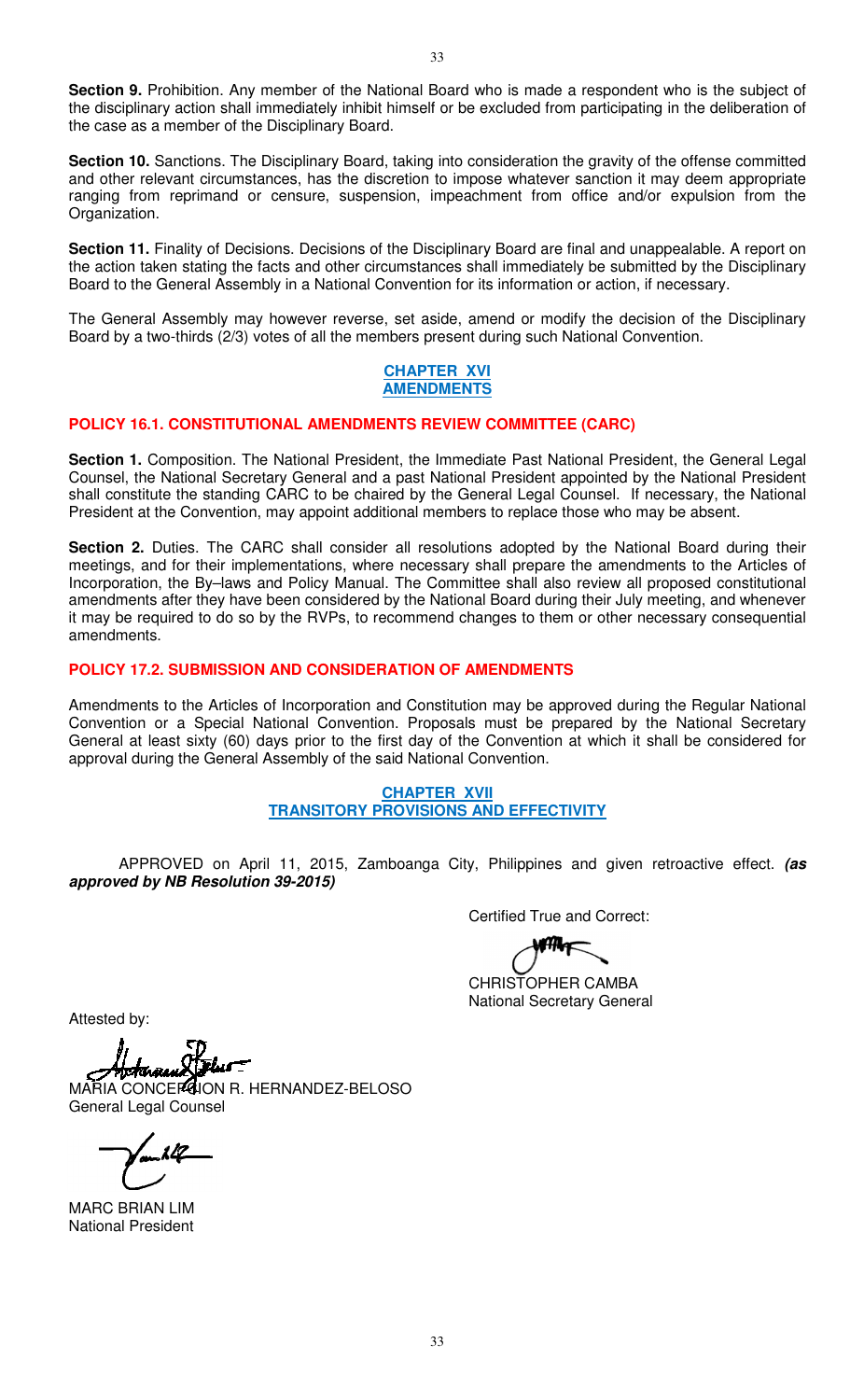**Section 9.** Prohibition. Any member of the National Board who is made a respondent who is the subject of the disciplinary action shall immediately inhibit himself or be excluded from participating in the deliberation of the case as a member of the Disciplinary Board.

**Section 10.** Sanctions. The Disciplinary Board, taking into consideration the gravity of the offense committed and other relevant circumstances, has the discretion to impose whatever sanction it may deem appropriate ranging from reprimand or censure, suspension, impeachment from office and/or expulsion from the Organization.

**Section 11.** Finality of Decisions. Decisions of the Disciplinary Board are final and unappealable. A report on the action taken stating the facts and other circumstances shall immediately be submitted by the Disciplinary Board to the General Assembly in a National Convention for its information or action, if necessary.

The General Assembly may however reverse, set aside, amend or modify the decision of the Disciplinary Board by a two-thirds (2/3) votes of all the members present during such National Convention.

## CHAPTER XVI
## AMENDMENTS

### POLICY 16.1. CONSTITUTIONAL AMENDMENTS REVIEW COMMITTEE (CARC)

**Section 1.** Composition. The National President, the Immediate Past National President, the General Legal Counsel, the National Secretary General and a past National President appointed by the National President shall constitute the standing CARC to be chaired by the General Legal Counsel. If necessary, the National President at the Convention, may appoint additional members to replace those who may be absent.

**Section 2.** Duties. The CARC shall consider all resolutions adopted by the National Board during their meetings, and for their implementations, where necessary shall prepare the amendments to the Articles of Incorporation, the By–laws and Policy Manual. The Committee shall also review all proposed constitutional amendments after they have been considered by the National Board during their July meeting, and whenever it may be required to do so by the RVPs, to recommend changes to them or other necessary consequential amendments.

### POLICY 17.2. SUBMISSION AND CONSIDERATION OF AMENDMENTS

Amendments to the Articles of Incorporation and Constitution may be approved during the Regular National Convention or a Special National Convention. Proposals must be prepared by the National Secretary General at least sixty (60) days prior to the first day of the Convention at which it shall be considered for approval during the General Assembly of the said National Convention.

## CHAPTER XVII
## TRANSITORY PROVISIONS AND EFFECTIVITY

APPROVED on April 11, 2015, Zamboanga City, Philippines and given retroactive effect. ***(as approved by NB Resolution 39-2015)***

Certified True and Correct:

CHRISTOPHER CAMBA
National Secretary General

Attested by:

MARIA CONCEPCION R. HERNANDEZ-BELOSO
General Legal Counsel

MARC BRIAN LIM
National President